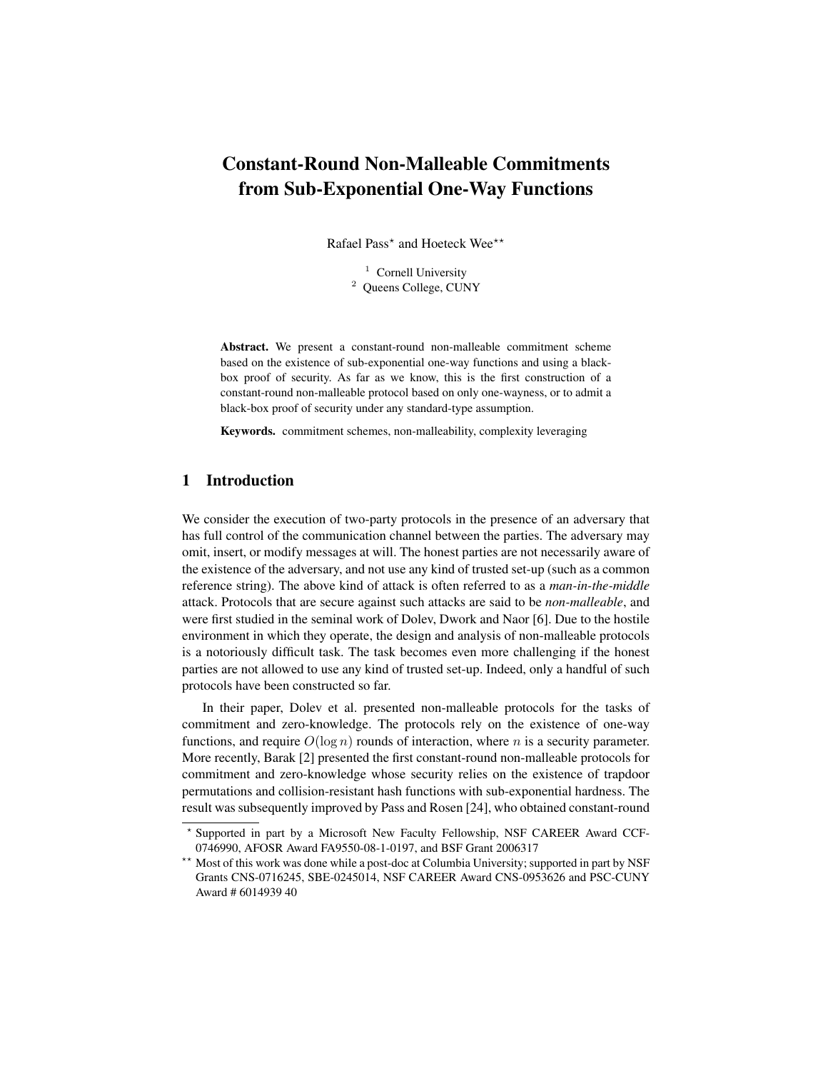# Constant-Round Non-Malleable Commitments from Sub-Exponential One-Way Functions

Rafael Pass* and Hoeteck Wee**

[1] Cornell University
[2] Queens College, CUNY

**Abstract.** We present a constant-round non-malleable commitment scheme based on the existence of sub-exponential one-way functions and using a black-box proof of security. As far as we know, this is the first construction of a constant-round non-malleable protocol based on only one-wayness, or to admit a black-box proof of security under any standard-type assumption.

**Keywords.** commitment schemes, non-malleability, complexity leveraging

## 1 Introduction

We consider the execution of two-party protocols in the presence of an adversary that has full control of the communication channel between the parties. The adversary may omit, insert, or modify messages at will. The honest parties are not necessarily aware of the existence of the adversary, and not use any kind of trusted set-up (such as a common reference string). The above kind of attack is often referred to as a *man-in-the-middle* attack. Protocols that are secure against such attacks are said to be *non-malleable*, and were first studied in the seminal work of Dolev, Dwork and Naor [6]. Due to the hostile environment in which they operate, the design and analysis of non-malleable protocols is a notoriously difficult task. The task becomes even more challenging if the honest parties are not allowed to use any kind of trusted set-up. Indeed, only a handful of such protocols have been constructed so far.

In their paper, Dolev et al. presented non-malleable protocols for the tasks of commitment and zero-knowledge. The protocols rely on the existence of one-way functions, and require $O(\log n)$ rounds of interaction, where $n$ is a security parameter. More recently, Barak [2] presented the first constant-round non-malleable protocols for commitment and zero-knowledge whose security relies on the existence of trapdoor permutations and collision-resistant hash functions with sub-exponential hardness. The result was subsequently improved by Pass and Rosen [24], who obtained constant-round

---

* Supported in part by a Microsoft New Faculty Fellowship, NSF CAREER Award CCF-0746990, AFOSR Award FA9550-08-1-0197, and BSF Grant 2006317

** Most of this work was done while a post-doc at Columbia University; supported in part by NSF Grants CNS-0716245, SBE-0245014, NSF CAREER Award CNS-0953626 and PSC-CUNY Award # 6014939 40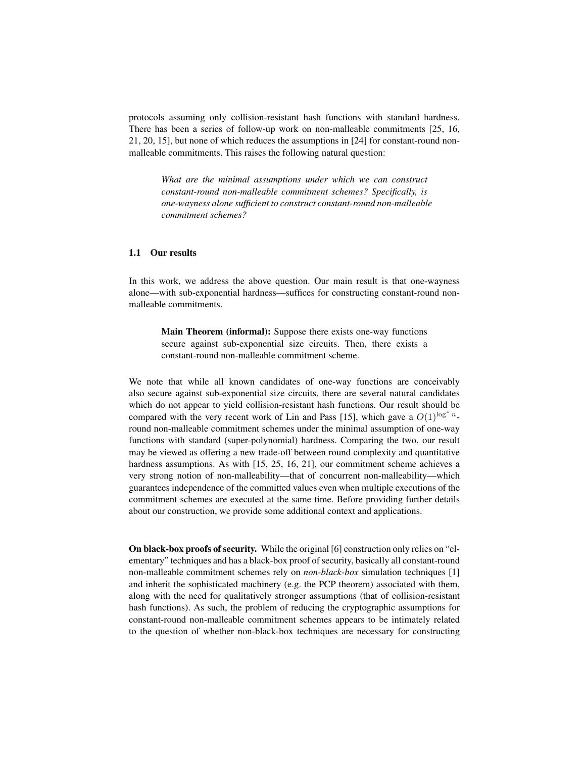protocols assuming only collision-resistant hash functions with standard hardness. There has been a series of follow-up work on non-malleable commitments [25, 16, 21, 20, 15], but none of which reduces the assumptions in [24] for constant-round non-malleable commitments. This raises the following natural question:

> *What are the minimal assumptions under which we can construct constant-round non-malleable commitment schemes? Specifically, is one-wayness alone sufficient to construct constant-round non-malleable commitment schemes?*

### 1.1 Our results

In this work, we address the above question. Our main result is that one-wayness alone—with sub-exponential hardness—suffices for constructing constant-round non-malleable commitments.

> **Main Theorem (informal):** Suppose there exists one-way functions secure against sub-exponential size circuits. Then, there exists a constant-round non-malleable commitment scheme.

We note that while all known candidates of one-way functions are conceivably also secure against sub-exponential size circuits, there are several natural candidates which do not appear to yield collision-resistant hash functions. Our result should be compared with the very recent work of Lin and Pass [15], which gave a $O(1)^{\log^* n}$-round non-malleable commitment schemes under the minimal assumption of one-way functions with standard (super-polynomial) hardness. Comparing the two, our result may be viewed as offering a new trade-off between round complexity and quantitative hardness assumptions. As with [15, 25, 16, 21], our commitment scheme achieves a very strong notion of non-malleability—that of concurrent non-malleability—which guarantees independence of the committed values even when multiple executions of the commitment schemes are executed at the same time. Before providing further details about our construction, we provide some additional context and applications.

**On black-box proofs of security.** While the original [6] construction only relies on "elementary" techniques and has a black-box proof of security, basically all constant-round non-malleable commitment schemes rely on *non-black-box* simulation techniques [1] and inherit the sophisticated machinery (e.g. the PCP theorem) associated with them, along with the need for qualitatively stronger assumptions (that of collision-resistant hash functions). As such, the problem of reducing the cryptographic assumptions for constant-round non-malleable commitment schemes appears to be intimately related to the question of whether non-black-box techniques are necessary for constructing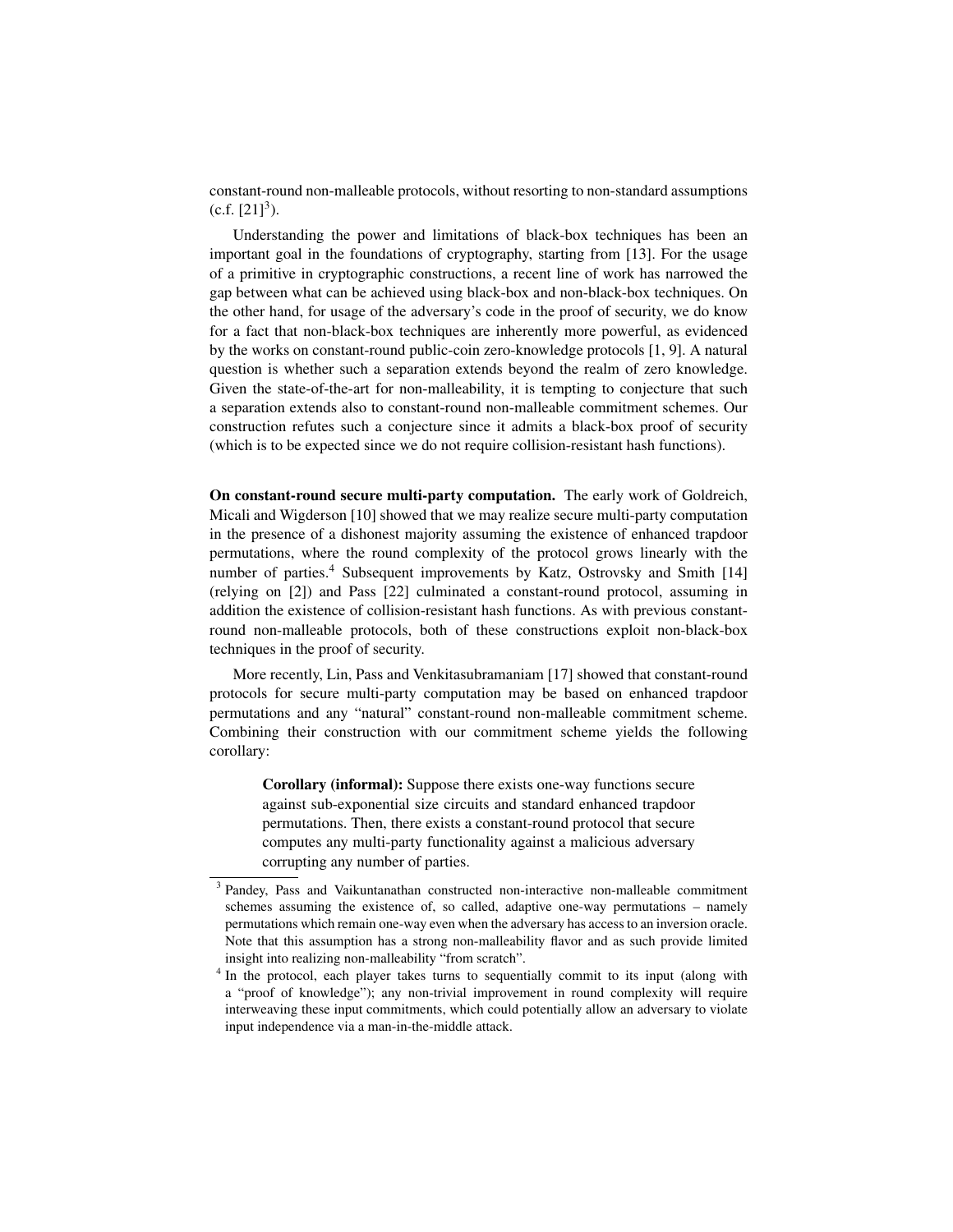constant-round non-malleable protocols, without resorting to non-standard assumptions (c.f. [21][3]).

Understanding the power and limitations of black-box techniques has been an important goal in the foundations of cryptography, starting from [13]. For the usage of a primitive in cryptographic constructions, a recent line of work has narrowed the gap between what can be achieved using black-box and non-black-box techniques. On the other hand, for usage of the adversary's code in the proof of security, we do know for a fact that non-black-box techniques are inherently more powerful, as evidenced by the works on constant-round public-coin zero-knowledge protocols [1, 9]. A natural question is whether such a separation extends beyond the realm of zero knowledge. Given the state-of-the-art for non-malleability, it is tempting to conjecture that such a separation extends also to constant-round non-malleable commitment schemes. Our construction refutes such a conjecture since it admits a black-box proof of security (which is to be expected since we do not require collision-resistant hash functions).

**On constant-round secure multi-party computation.** The early work of Goldreich, Micali and Wigderson [10] showed that we may realize secure multi-party computation in the presence of a dishonest majority assuming the existence of enhanced trapdoor permutations, where the round complexity of the protocol grows linearly with the number of parties.[4] Subsequent improvements by Katz, Ostrovsky and Smith [14] (relying on [2]) and Pass [22] culminated a constant-round protocol, assuming in addition the existence of collision-resistant hash functions. As with previous constant-round non-malleable protocols, both of these constructions exploit non-black-box techniques in the proof of security.

More recently, Lin, Pass and Venkitasubramaniam [17] showed that constant-round protocols for secure multi-party computation may be based on enhanced trapdoor permutations and any "natural" constant-round non-malleable commitment scheme. Combining their construction with our commitment scheme yields the following corollary:

> **Corollary (informal):** Suppose there exists one-way functions secure against sub-exponential size circuits and standard enhanced trapdoor permutations. Then, there exists a constant-round protocol that secure computes any multi-party functionality against a malicious adversary corrupting any number of parties.

[3] Pandey, Pass and Vaikuntanathan constructed non-interactive non-malleable commitment schemes assuming the existence of, so called, adaptive one-way permutations – namely permutations which remain one-way even when the adversary has access to an inversion oracle. Note that this assumption has a strong non-malleability flavor and as such provide limited insight into realizing non-malleability "from scratch".

[4] In the protocol, each player takes turns to sequentially commit to its input (along with a "proof of knowledge"); any non-trivial improvement in round complexity will require interweaving these input commitments, which could potentially allow an adversary to violate input independence via a man-in-the-middle attack.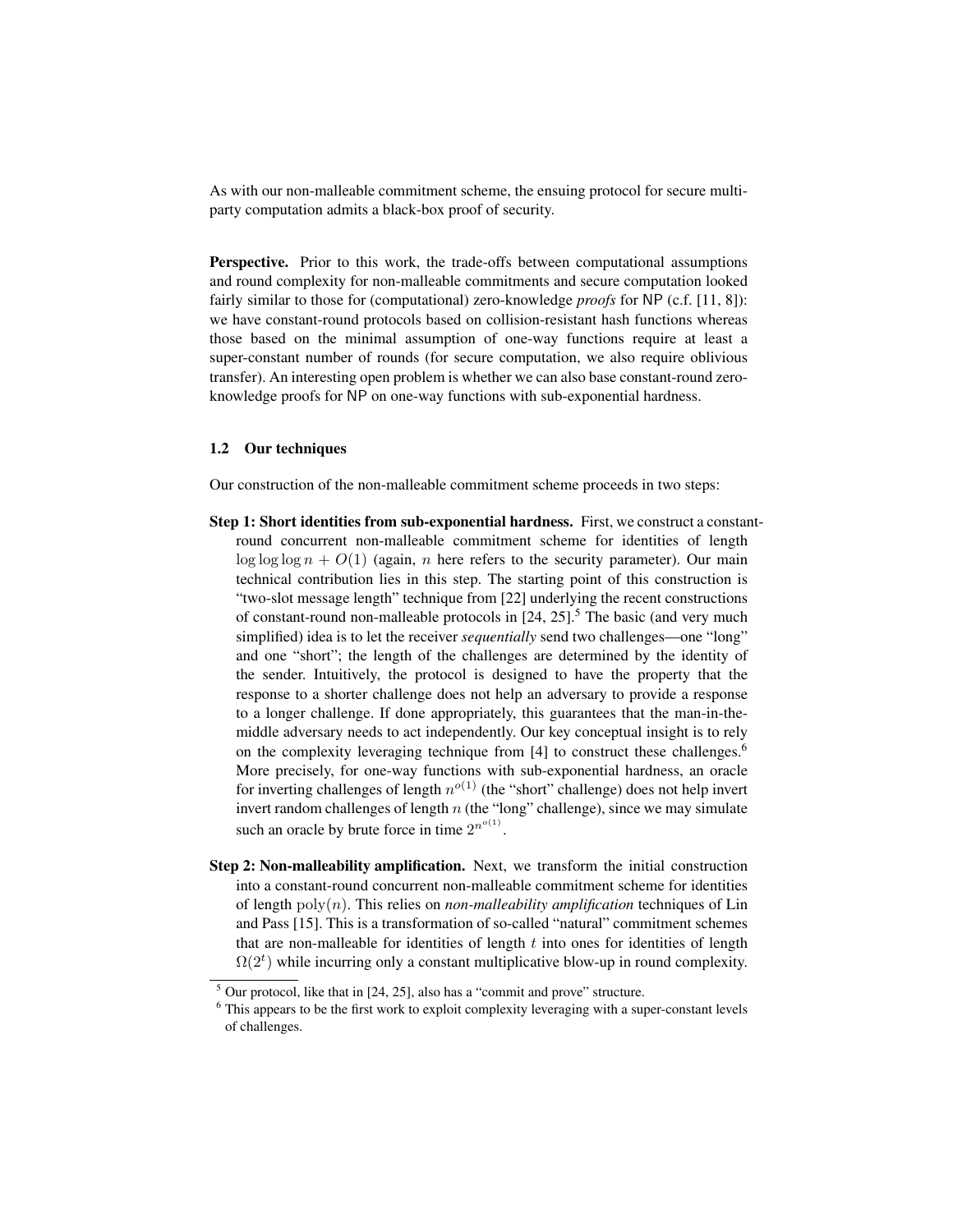As with our non-malleable commitment scheme, the ensuing protocol for secure multi-party computation admits a black-box proof of security.

**Perspective.** Prior to this work, the trade-offs between computational assumptions and round complexity for non-malleable commitments and secure computation looked fairly similar to those for (computational) zero-knowledge *proofs* for NP (c.f. [11, 8]): we have constant-round protocols based on collision-resistant hash functions whereas those based on the minimal assumption of one-way functions require at least a super-constant number of rounds (for secure computation, we also require oblivious transfer). An interesting open problem is whether we can also base constant-round zero-knowledge proofs for NP on one-way functions with sub-exponential hardness.

### 1.2 Our techniques

Our construction of the non-malleable commitment scheme proceeds in two steps:

**Step 1: Short identities from sub-exponential hardness.** First, we construct a constant-round concurrent non-malleable commitment scheme for identities of length $\log \log \log n + O(1)$ (again, $n$ here refers to the security parameter). Our main technical contribution lies in this step. The starting point of this construction is "two-slot message length" technique from [22] underlying the recent constructions of constant-round non-malleable protocols in [24, 25].[5] The basic (and very much simplified) idea is to let the receiver *sequentially* send two challenges—one "long" and one "short"; the length of the challenges are determined by the identity of the sender. Intuitively, the protocol is designed to have the property that the response to a shorter challenge does not help an adversary to provide a response to a longer challenge. If done appropriately, this guarantees that the man-in-the-middle adversary needs to act independently. Our key conceptual insight is to rely on the complexity leveraging technique from [4] to construct these challenges.[6] More precisely, for one-way functions with sub-exponential hardness, an oracle for inverting challenges of length $n^{o(1)}$ (the "short" challenge) does not help invert invert random challenges of length $n$ (the "long" challenge), since we may simulate such an oracle by brute force in time $2^{n^{o(1)}}$.

**Step 2: Non-malleability amplification.** Next, we transform the initial construction into a constant-round concurrent non-malleable commitment scheme for identities of length $\mathrm{poly}(n)$. This relies on *non-malleability amplification* techniques of Lin and Pass [15]. This is a transformation of so-called "natural" commitment schemes that are non-malleable for identities of length $t$ into ones for identities of length $\Omega(2^t)$ while incurring only a constant multiplicative blow-up in round complexity.

---

[5] Our protocol, like that in [24, 25], also has a "commit and prove" structure.

[6] This appears to be the first work to exploit complexity leveraging with a super-constant levels of challenges.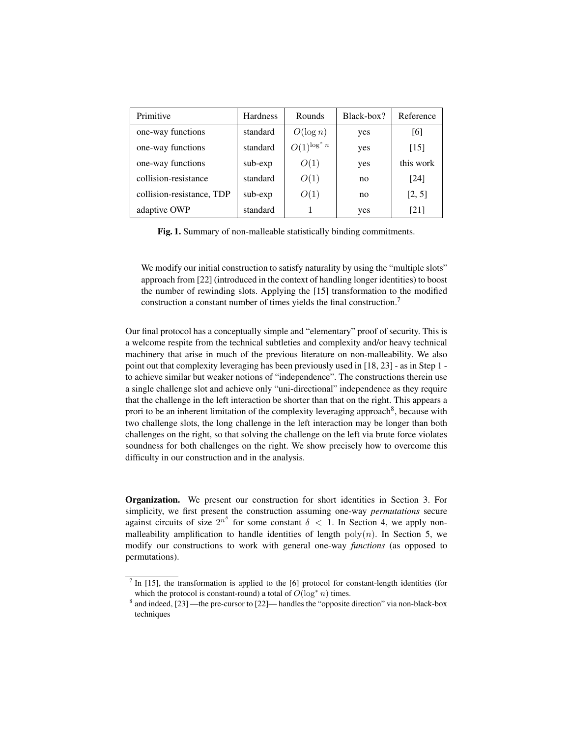| Primitive | Hardness | Rounds | Black-box? | Reference |
| --- | --- | --- | --- | --- |
| one-way functions | standard | $O(\log n)$ | yes | [6] |
| one-way functions | standard | $O(1)^{\log^* n}$ | yes | [15] |
| one-way functions | sub-exp | $O(1)$ | yes | this work |
| collision-resistance | standard | $O(1)$ | no | [24] |
| collision-resistance, TDP | sub-exp | $O(1)$ | no | [2, 5] |
| adaptive OWP | standard | 1 | yes | [21] |

**Fig. 1.** Summary of non-malleable statistically binding commitments.

We modify our initial construction to satisfy naturality by using the "multiple slots" approach from [22] (introduced in the context of handling longer identities) to boost the number of rewinding slots. Applying the [15] transformation to the modified construction a constant number of times yields the final construction.[7]

Our final protocol has a conceptually simple and "elementary" proof of security. This is a welcome respite from the technical subtleties and complexity and/or heavy technical machinery that arise in much of the previous literature on non-malleability. We also point out that complexity leveraging has been previously used in [18, 23] - as in Step 1 - to achieve similar but weaker notions of "independence". The constructions therein use a single challenge slot and achieve only "uni-directional" independence as they require that the challenge in the left interaction be shorter than that on the right. This appears a prori to be an inherent limitation of the complexity leveraging approach[8], because with two challenge slots, the long challenge in the left interaction may be longer than both challenges on the right, so that solving the challenge on the left via brute force violates soundness for both challenges on the right. We show precisely how to overcome this difficulty in our construction and in the analysis.

**Organization.** We present our construction for short identities in Section 3. For simplicity, we first present the construction assuming one-way *permutations* secure against circuits of size $2^{n^\delta}$ for some constant $\delta < 1$. In Section 4, we apply non-malleability amplification to handle identities of length $\mathrm{poly}(n)$. In Section 5, we modify our constructions to work with general one-way *functions* (as opposed to permutations).

[7] In [15], the transformation is applied to the [6] protocol for constant-length identities (for which the protocol is constant-round) a total of $O(\log^* n)$ times.

[8] and indeed, [23] —the pre-cursor to [22]— handles the "opposite direction" via non-black-box techniques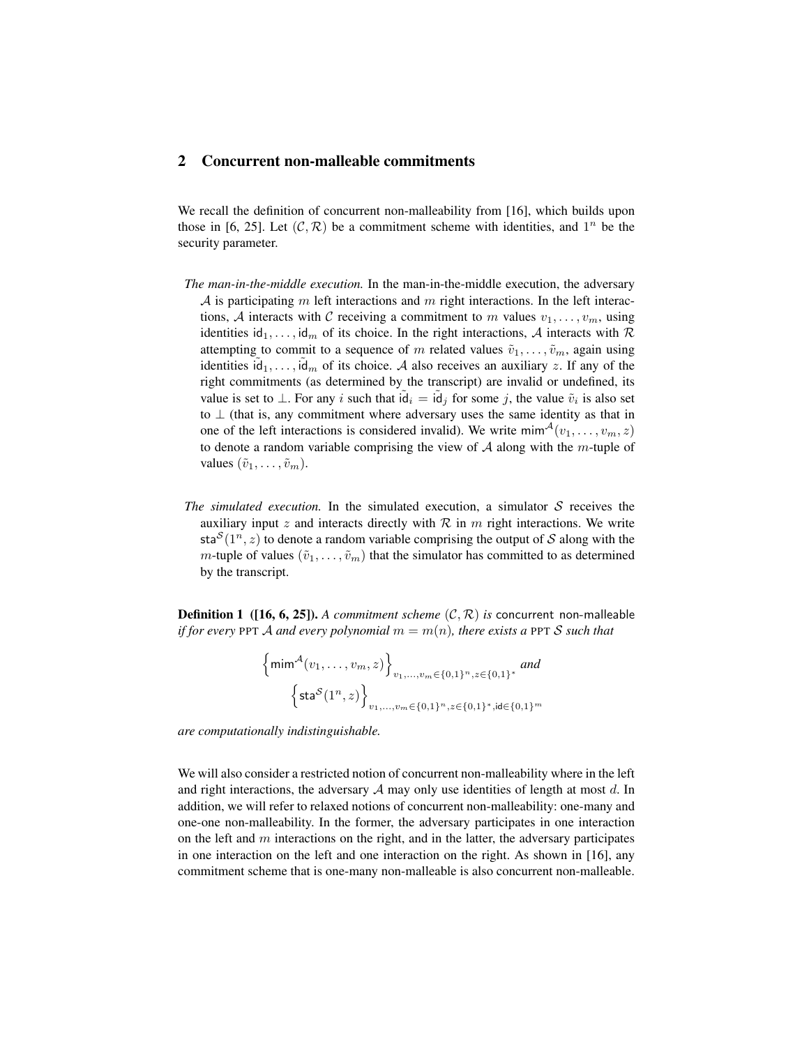## 2 Concurrent non-malleable commitments

We recall the definition of concurrent non-malleability from [16], which builds upon those in [6, 25]. Let $(\mathcal{C}, \mathcal{R})$ be a commitment scheme with identities, and $1^n$ be the security parameter.

*The man-in-the-middle execution.* In the man-in-the-middle execution, the adversary $\mathcal{A}$ is participating $m$ left interactions and $m$ right interactions. In the left interactions, $\mathcal{A}$ interacts with $\mathcal{C}$ receiving a commitment to $m$ values $v_1, \ldots, v_m$, using identities $\mathsf{id}_1, \ldots, \mathsf{id}_m$ of its choice. In the right interactions, $\mathcal{A}$ interacts with $\mathcal{R}$ attempting to commit to a sequence of $m$ related values $\tilde{v}_1, \ldots, \tilde{v}_m$, again using identities $\tilde{\mathsf{id}}_1, \ldots, \tilde{\mathsf{id}}_m$ of its choice. $\mathcal{A}$ also receives an auxiliary $z$. If any of the right commitments (as determined by the transcript) are invalid or undefined, its value is set to $\perp$. For any $i$ such that $\tilde{\mathsf{id}}_i = \tilde{\mathsf{id}}_j$ for some $j$, the value $\tilde{v}_i$ is also set to $\perp$ (that is, any commitment where adversary uses the same identity as that in one of the left interactions is considered invalid). We write $\mathsf{mim}^{\mathcal{A}}(v_1, \ldots, v_m, z)$ to denote a random variable comprising the view of $\mathcal{A}$ along with the $m$-tuple of values $(\tilde{v}_1, \ldots, \tilde{v}_m)$.

*The simulated execution.* In the simulated execution, a simulator $\mathcal{S}$ receives the auxiliary input $z$ and interacts directly with $\mathcal{R}$ in $m$ right interactions. We write $\mathsf{sta}^{\mathcal{S}}(1^n, z)$ to denote a random variable comprising the output of $\mathcal{S}$ along with the $m$-tuple of values $(\tilde{v}_1, \ldots, \tilde{v}_m)$ that the simulator has committed to as determined by the transcript.

**Definition 1 ([16, 6, 25]).** *A commitment scheme $(\mathcal{C}, \mathcal{R})$ is* concurrent non-malleable *if for every* PPT $\mathcal{A}$ *and every polynomial $m = m(n)$, there exists a* PPT $\mathcal{S}$ *such that*

$$\left\{\mathsf{mim}^{\mathcal{A}}(v_1, \ldots, v_m, z)\right\}_{v_1,\ldots,v_m \in \{0,1\}^n, z \in \{0,1\}^*} \text{ and}$$

$$\left\{\mathsf{sta}^{\mathcal{S}}(1^n, z)\right\}_{v_1,\ldots,v_m \in \{0,1\}^n, z \in \{0,1\}^*, \mathsf{id} \in \{0,1\}^m}$$

*are computationally indistinguishable.*

We will also consider a restricted notion of concurrent non-malleability where in the left and right interactions, the adversary $\mathcal{A}$ may only use identities of length at most $d$. In addition, we will refer to relaxed notions of concurrent non-malleability: one-many and one-one non-malleability. In the former, the adversary participates in one interaction on the left and $m$ interactions on the right, and in the latter, the adversary participates in one interaction on the left and one interaction on the right. As shown in [16], any commitment scheme that is one-many non-malleable is also concurrent non-malleable.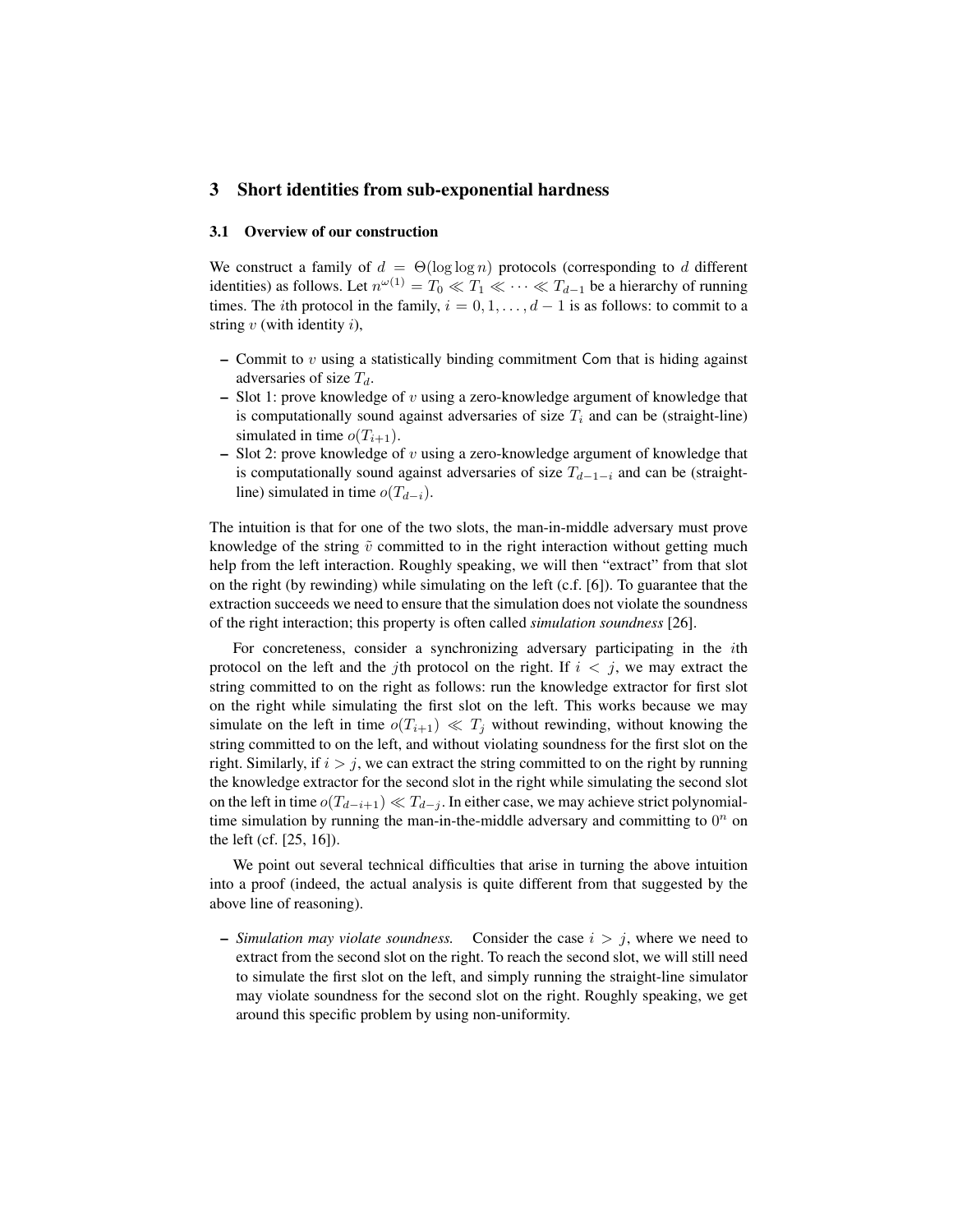## 3 Short identities from sub-exponential hardness

### 3.1 Overview of our construction

We construct a family of $d = \Theta(\log \log n)$ protocols (corresponding to $d$ different identities) as follows. Let $n^{\omega(1)} = T_0 \ll T_1 \ll \cdots \ll T_{d-1}$ be a hierarchy of running times. The $i$th protocol in the family, $i = 0, 1, \ldots, d-1$ is as follows: to commit to a string $v$ (with identity $i$),

- Commit to $v$ using a statistically binding commitment $\mathsf{Com}$ that is hiding against adversaries of size $T_d$.
- Slot 1: prove knowledge of $v$ using a zero-knowledge argument of knowledge that is computationally sound against adversaries of size $T_i$ and can be (straight-line) simulated in time $o(T_{i+1})$.
- Slot 2: prove knowledge of $v$ using a zero-knowledge argument of knowledge that is computationally sound against adversaries of size $T_{d-1-i}$ and can be (straight-line) simulated in time $o(T_{d-i})$.

The intuition is that for one of the two slots, the man-in-middle adversary must prove knowledge of the string $\tilde{v}$ committed to in the right interaction without getting much help from the left interaction. Roughly speaking, we will then "extract" from that slot on the right (by rewinding) while simulating on the left (c.f. [6]). To guarantee that the extraction succeeds we need to ensure that the simulation does not violate the soundness of the right interaction; this property is often called *simulation soundness* [26].

For concreteness, consider a synchronizing adversary participating in the $i$th protocol on the left and the $j$th protocol on the right. If $i < j$, we may extract the string committed to on the right as follows: run the knowledge extractor for first slot on the right while simulating the first slot on the left. This works because we may simulate on the left in time $o(T_{i+1}) \ll T_j$ without rewinding, without knowing the string committed to on the left, and without violating soundness for the first slot on the right. Similarly, if $i > j$, we can extract the string committed to on the right by running the knowledge extractor for the second slot in the right while simulating the second slot on the left in time $o(T_{d-i+1}) \ll T_{d-j}$. In either case, we may achieve strict polynomial-time simulation by running the man-in-the-middle adversary and committing to $0^n$ on the left (cf. [25, 16]).

We point out several technical difficulties that arise in turning the above intuition into a proof (indeed, the actual analysis is quite different from that suggested by the above line of reasoning).

- *Simulation may violate soundness.* Consider the case $i > j$, where we need to extract from the second slot on the right. To reach the second slot, we will still need to simulate the first slot on the left, and simply running the straight-line simulator may violate soundness for the second slot on the right. Roughly speaking, we get around this specific problem by using non-uniformity.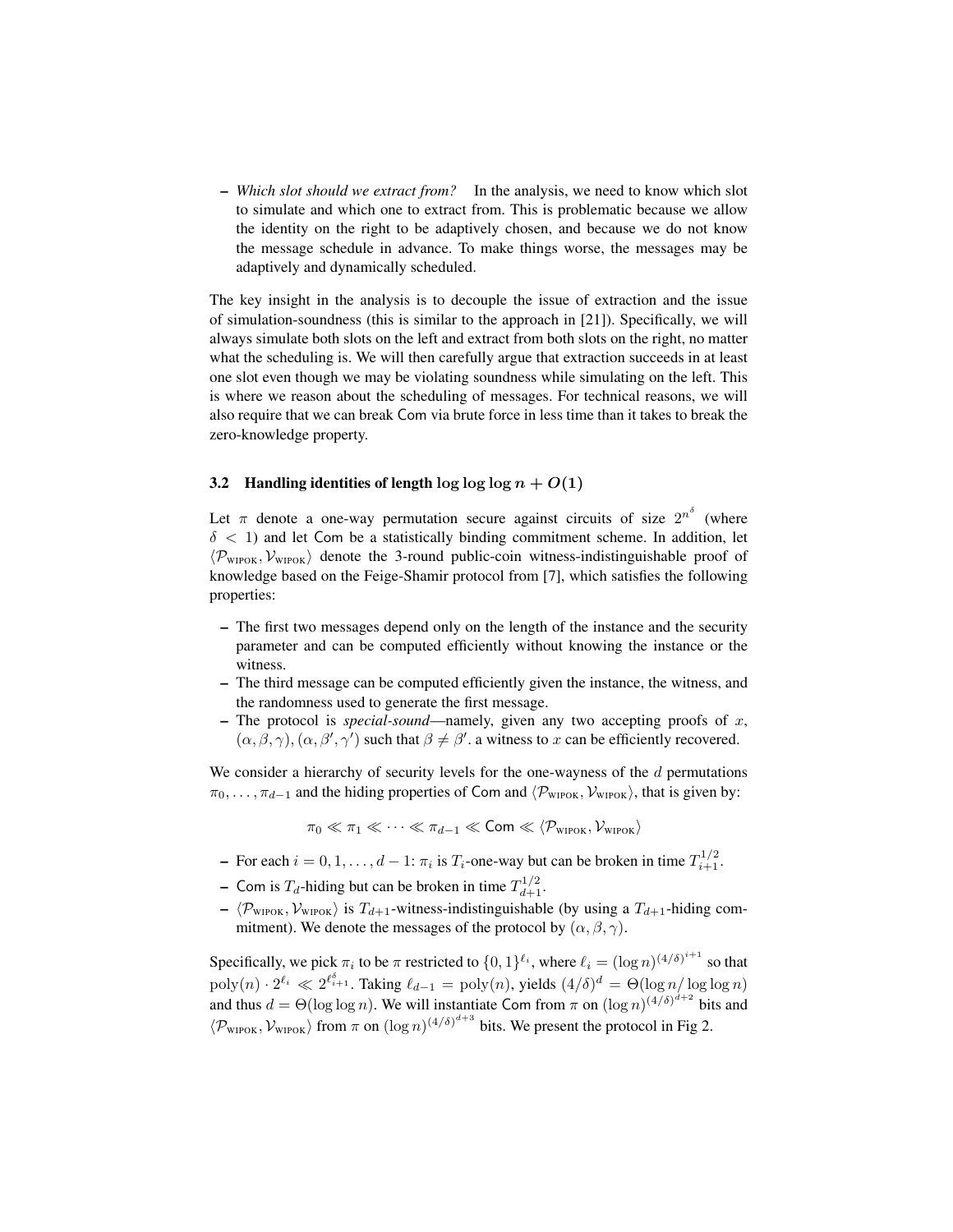- *Which slot should we extract from?* In the analysis, we need to know which slot to simulate and which one to extract from. This is problematic because we allow the identity on the right to be adaptively chosen, and because we do not know the message schedule in advance. To make things worse, the messages may be adaptively and dynamically scheduled.

The key insight in the analysis is to decouple the issue of extraction and the issue of simulation-soundness (this is similar to the approach in [21]). Specifically, we will always simulate both slots on the left and extract from both slots on the right, no matter what the scheduling is. We will then carefully argue that extraction succeeds in at least one slot even though we may be violating soundness while simulating on the left. This is where we reason about the scheduling of messages. For technical reasons, we will also require that we can break Com via brute force in less time than it takes to break the zero-knowledge property.

### 3.2 Handling identities of length $\log \log \log n + O(1)$

Let $\pi$ denote a one-way permutation secure against circuits of size $2^{n^\delta}$ (where $\delta < 1$) and let Com be a statistically binding commitment scheme. In addition, let $\langle \mathcal{P}_{\text{WIPOK}}, \mathcal{V}_{\text{WIPOK}} \rangle$ denote the 3-round public-coin witness-indistinguishable proof of knowledge based on the Feige-Shamir protocol from [7], which satisfies the following properties:

- The first two messages depend only on the length of the instance and the security parameter and can be computed efficiently without knowing the instance or the witness.
- The third message can be computed efficiently given the instance, the witness, and the randomness used to generate the first message.
- The protocol is *special-sound*—namely, given any two accepting proofs of $x$, $(\alpha, \beta, \gamma), (\alpha, \beta', \gamma')$ such that $\beta \neq \beta'$. a witness to $x$ can be efficiently recovered.

We consider a hierarchy of security levels for the one-wayness of the $d$ permutations $\pi_0, \ldots, \pi_{d-1}$ and the hiding properties of Com and $\langle \mathcal{P}_{\text{WIPOK}}, \mathcal{V}_{\text{WIPOK}} \rangle$, that is given by:

$$\pi_0 \ll \pi_1 \ll \cdots \ll \pi_{d-1} \ll \mathsf{Com} \ll \langle \mathcal{P}_{\text{WIPOK}}, \mathcal{V}_{\text{WIPOK}} \rangle$$

- For each $i = 0, 1, \ldots, d-1$: $\pi_i$ is $T_i$-one-way but can be broken in time $T_{i+1}^{1/2}$.
- Com is $T_d$-hiding but can be broken in time $T_{d+1}^{1/2}$.
- $\langle \mathcal{P}_{\text{WIPOK}}, \mathcal{V}_{\text{WIPOK}} \rangle$ is $T_{d+1}$-witness-indistinguishable (by using a $T_{d+1}$-hiding commitment). We denote the messages of the protocol by $(\alpha, \beta, \gamma)$.

Specifically, we pick $\pi_i$ to be $\pi$ restricted to $\{0,1\}^{\ell_i}$, where $\ell_i = (\log n)^{(4/\delta)^{i+1}}$ so that $\text{poly}(n) \cdot 2^{\ell_i} \ll 2^{\ell_{i+1}^\delta}$. Taking $\ell_{d-1} = \text{poly}(n)$, yields $(4/\delta)^d = \Theta(\log n / \log \log n)$ and thus $d = \Theta(\log \log n)$. We will instantiate Com from $\pi$ on $(\log n)^{(4/\delta)^{d+2}}$ bits and $\langle \mathcal{P}_{\text{WIPOK}}, \mathcal{V}_{\text{WIPOK}} \rangle$ from $\pi$ on $(\log n)^{(4/\delta)^{d+3}}$ bits. We present the protocol in Fig 2.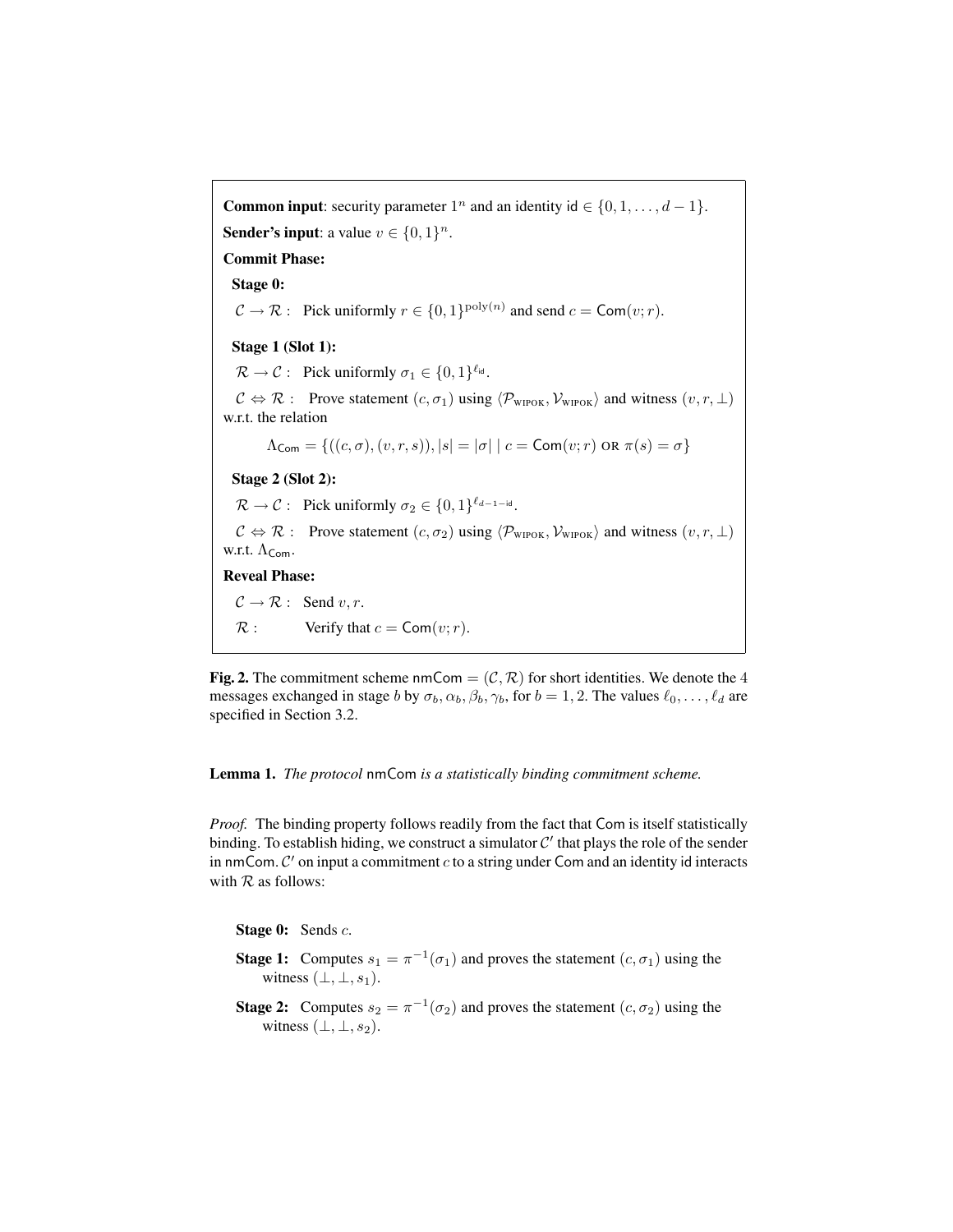**Common input**: security parameter $1^n$ and an identity $\mathsf{id} \in \{0, 1, \ldots, d-1\}$.

**Sender's input**: a value $v \in \{0,1\}^n$.

**Commit Phase:**

**Stage 0:**

$\mathcal{C} \to \mathcal{R}$ : Pick uniformly $r \in \{0,1\}^{\mathrm{poly}(n)}$ and send $c = \mathsf{Com}(v; r)$.

**Stage 1 (Slot 1):**

$\mathcal{R} \to \mathcal{C}$ : Pick uniformly $\sigma_1 \in \{0,1\}^{\ell_{\mathsf{id}}}$.

$\mathcal{C} \Leftrightarrow \mathcal{R}$ : Prove statement $(c, \sigma_1)$ using $\langle \mathcal{P}_{\text{WIPOK}}, \mathcal{V}_{\text{WIPOK}} \rangle$ and witness $(v, r, \perp)$ w.r.t. the relation

$$\Lambda_{\mathsf{Com}} = \{((c, \sigma), (v, r, s)), |s| = |\sigma| \mid c = \mathsf{Com}(v; r) \text{ OR } \pi(s) = \sigma\}$$

**Stage 2 (Slot 2):**

$\mathcal{R} \to \mathcal{C}$ : Pick uniformly $\sigma_2 \in \{0,1\}^{\ell_{d-1-\mathsf{id}}}$.

$\mathcal{C} \Leftrightarrow \mathcal{R}$ : Prove statement $(c, \sigma_2)$ using $\langle \mathcal{P}_{\text{WIPOK}}, \mathcal{V}_{\text{WIPOK}} \rangle$ and witness $(v, r, \perp)$ w.r.t. $\Lambda_{\mathsf{Com}}$.

**Reveal Phase:**

$\mathcal{C} \to \mathcal{R}$ : Send $v, r$.

$\mathcal{R}$ : Verify that $c = \mathsf{Com}(v; r)$.

**Fig. 2.** The commitment scheme $\mathsf{nmCom} = (\mathcal{C}, \mathcal{R})$ for short identities. We denote the 4 messages exchanged in stage $b$ by $\sigma_b, \alpha_b, \beta_b, \gamma_b$, for $b = 1, 2$. The values $\ell_0, \ldots, \ell_d$ are specified in Section 3.2.

**Lemma 1.** *The protocol* $\mathsf{nmCom}$ *is a statistically binding commitment scheme.*

*Proof.* The binding property follows readily from the fact that $\mathsf{Com}$ is itself statistically binding. To establish hiding, we construct a simulator $\mathcal{C}'$ that plays the role of the sender in $\mathsf{nmCom}$. $\mathcal{C}'$ on input a commitment $c$ to a string under $\mathsf{Com}$ and an identity $\mathsf{id}$ interacts with $\mathcal{R}$ as follows:

**Stage 0:** Sends $c$.

**Stage 1:** Computes $s_1 = \pi^{-1}(\sigma_1)$ and proves the statement $(c, \sigma_1)$ using the witness $(\perp, \perp, s_1)$.

**Stage 2:** Computes $s_2 = \pi^{-1}(\sigma_2)$ and proves the statement $(c, \sigma_2)$ using the witness $(\perp, \perp, s_2)$.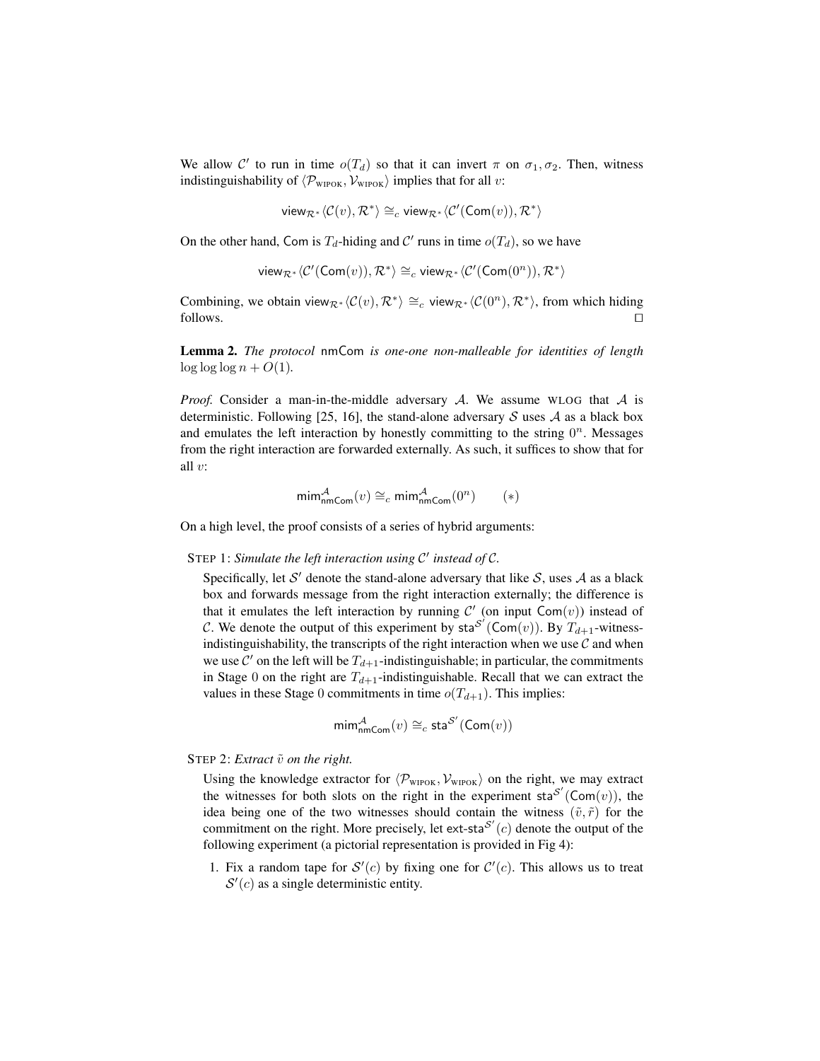We allow $\mathcal{C}'$ to run in time $o(T_d)$ so that it can invert $\pi$ on $\sigma_1, \sigma_2$. Then, witness indistinguishability of $\langle \mathcal{P}_{\text{WIPOK}}, \mathcal{V}_{\text{WIPOK}} \rangle$ implies that for all $v$:

$$\mathsf{view}_{\mathcal{R}^*}\langle \mathcal{C}(v), \mathcal{R}^* \rangle \cong_c \mathsf{view}_{\mathcal{R}^*}\langle \mathcal{C}'(\mathsf{Com}(v)), \mathcal{R}^* \rangle$$

On the other hand, $\mathsf{Com}$ is $T_d$-hiding and $\mathcal{C}'$ runs in time $o(T_d)$, so we have

$$\mathsf{view}_{\mathcal{R}^*}\langle \mathcal{C}'(\mathsf{Com}(v)), \mathcal{R}^* \rangle \cong_c \mathsf{view}_{\mathcal{R}^*}\langle \mathcal{C}'(\mathsf{Com}(0^n)), \mathcal{R}^* \rangle$$

Combining, we obtain $\mathsf{view}_{\mathcal{R}^*}\langle \mathcal{C}(v), \mathcal{R}^* \rangle \cong_c \mathsf{view}_{\mathcal{R}^*}\langle \mathcal{C}(0^n), \mathcal{R}^* \rangle$, from which hiding follows. $\square$

**Lemma 2.** *The protocol* $\mathsf{nmCom}$ *is one-one non-malleable for identities of length* $\log\log\log n + O(1)$.

*Proof.* Consider a man-in-the-middle adversary $\mathcal{A}$. We assume WLOG that $\mathcal{A}$ is deterministic. Following [25, 16], the stand-alone adversary $\mathcal{S}$ uses $\mathcal{A}$ as a black box and emulates the left interaction by honestly committing to the string $0^n$. Messages from the right interaction are forwarded externally. As such, it suffices to show that for all $v$:

$$\mathsf{mim}^{\mathcal{A}}_{\mathsf{nmCom}}(v) \cong_c \mathsf{mim}^{\mathcal{A}}_{\mathsf{nmCom}}(0^n) \qquad (*)$$

On a high level, the proof consists of a series of hybrid arguments:

STEP 1: *Simulate the left interaction using $\mathcal{C}'$ instead of $\mathcal{C}$.*

Specifically, let $\mathcal{S}'$ denote the stand-alone adversary that like $\mathcal{S}$, uses $\mathcal{A}$ as a black box and forwards message from the right interaction externally; the difference is that it emulates the left interaction by running $\mathcal{C}'$ (on input $\mathsf{Com}(v)$) instead of $\mathcal{C}$. We denote the output of this experiment by $\mathsf{sta}^{\mathcal{S}'}(\mathsf{Com}(v))$. By $T_{d+1}$-witness-indistinguishability, the transcripts of the right interaction when we use $\mathcal{C}$ and when we use $\mathcal{C}'$ on the left will be $T_{d+1}$-indistinguishable; in particular, the commitments in Stage 0 on the right are $T_{d+1}$-indistinguishable. Recall that we can extract the values in these Stage 0 commitments in time $o(T_{d+1})$. This implies:

$$\mathsf{mim}^{\mathcal{A}}_{\mathsf{nmCom}}(v) \cong_c \mathsf{sta}^{\mathcal{S}'}(\mathsf{Com}(v))$$

STEP 2: *Extract $\tilde{v}$ on the right.*

Using the knowledge extractor for $\langle \mathcal{P}_{\text{WIPOK}}, \mathcal{V}_{\text{WIPOK}} \rangle$ on the right, we may extract the witnesses for both slots on the right in the experiment $\mathsf{sta}^{\mathcal{S}'}(\mathsf{Com}(v))$, the idea being one of the two witnesses should contain the witness $(\tilde{v}, \tilde{r})$ for the commitment on the right. More precisely, let $\mathsf{ext\text{-}sta}^{\mathcal{S}'}(c)$ denote the output of the following experiment (a pictorial representation is provided in Fig 4):

1. Fix a random tape for $\mathcal{S}'(c)$ by fixing one for $\mathcal{C}'(c)$. This allows us to treat $\mathcal{S}'(c)$ as a single deterministic entity.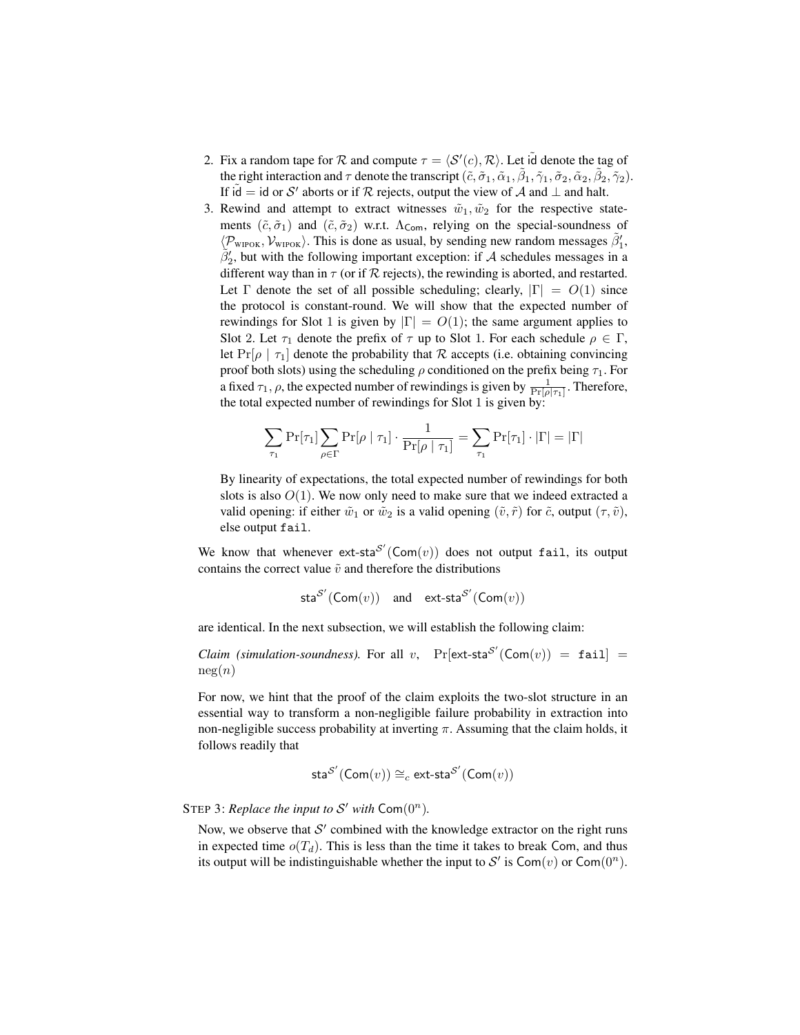2. Fix a random tape for $\mathcal{R}$ and compute $\tau = \langle \mathcal{S}'(c), \mathcal{R} \rangle$. Let $\tilde{\mathsf{id}}$ denote the tag of the right interaction and $\tau$ denote the transcript $(\tilde{c}, \tilde{\sigma}_1, \tilde{\alpha}_1, \tilde{\beta}_1, \tilde{\gamma}_1, \tilde{\sigma}_2, \tilde{\alpha}_2, \tilde{\beta}_2, \tilde{\gamma}_2)$. If $\tilde{\mathsf{id}} = \mathsf{id}$ or $\mathcal{S}'$ aborts or if $\mathcal{R}$ rejects, output the view of $\mathcal{A}$ and $\perp$ and halt.
3. Rewind and attempt to extract witnesses $\tilde{w}_1, \tilde{w}_2$ for the respective statements $(\tilde{c}, \tilde{\sigma}_1)$ and $(\tilde{c}, \tilde{\sigma}_2)$ w.r.t. $\Lambda_{\mathsf{Com}}$, relying on the special-soundness of $\langle \mathcal{P}_{\text{WIPOK}}, \mathcal{V}_{\text{WIPOK}} \rangle$. This is done as usual, by sending new random messages $\tilde{\beta}_1'$, $\tilde{\beta}_2'$, but with the following important exception: if $\mathcal{A}$ schedules messages in a different way than in $\tau$ (or if $\mathcal{R}$ rejects), the rewinding is aborted, and restarted. Let $\Gamma$ denote the set of all possible scheduling; clearly, $|\Gamma| = O(1)$ since the protocol is constant-round. We will show that the expected number of rewindings for Slot 1 is given by $|\Gamma| = O(1)$; the same argument applies to Slot 2. Let $\tau_1$ denote the prefix of $\tau$ up to Slot 1. For each schedule $\rho \in \Gamma$, let $\Pr[\rho \mid \tau_1]$ denote the probability that $\mathcal{R}$ accepts (i.e. obtaining convincing proof both slots) using the scheduling $\rho$ conditioned on the prefix being $\tau_1$. For a fixed $\tau_1, \rho$, the expected number of rewindings is given by $\frac{1}{\Pr[\rho \mid \tau_1]}$. Therefore, the total expected number of rewindings for Slot 1 is given by:

$$\sum_{\tau_1} \Pr[\tau_1] \sum_{\rho \in \Gamma} \Pr[\rho \mid \tau_1] \cdot \frac{1}{\Pr[\rho \mid \tau_1]} = \sum_{\tau_1} \Pr[\tau_1] \cdot |\Gamma| = |\Gamma|$$

By linearity of expectations, the total expected number of rewindings for both slots is also $O(1)$. We now only need to make sure that we indeed extracted a valid opening: if either $\tilde{w}_1$ or $\tilde{w}_2$ is a valid opening $(\tilde{v}, \tilde{r})$ for $\tilde{c}$, output $(\tau, \tilde{v})$, else output `fail`.

We know that whenever $\mathsf{ext\text{-}sta}^{\mathcal{S}'}(\mathsf{Com}(v))$ does not output `fail`, its output contains the correct value $\tilde{v}$ and therefore the distributions

$$\mathsf{sta}^{\mathcal{S}'}(\mathsf{Com}(v)) \quad \text{and} \quad \mathsf{ext\text{-}sta}^{\mathcal{S}'}(\mathsf{Com}(v))$$

are identical. In the next subsection, we will establish the following claim:

*Claim (simulation-soundness).* For all $v$, $\Pr[\mathsf{ext\text{-}sta}^{\mathcal{S}'}(\mathsf{Com}(v)) = \texttt{fail}] = \operatorname{neg}(n)$

For now, we hint that the proof of the claim exploits the two-slot structure in an essential way to transform a non-negligible failure probability in extraction into non-negligible success probability at inverting $\pi$. Assuming that the claim holds, it follows readily that

$$\mathsf{sta}^{\mathcal{S}'}(\mathsf{Com}(v)) \cong_c \mathsf{ext\text{-}sta}^{\mathcal{S}'}(\mathsf{Com}(v))$$

STEP 3: *Replace the input to $\mathcal{S}'$ with $\mathsf{Com}(0^n)$.*

Now, we observe that $\mathcal{S}'$ combined with the knowledge extractor on the right runs in expected time $o(T_d)$. This is less than the time it takes to break $\mathsf{Com}$, and thus its output will be indistinguishable whether the input to $\mathcal{S}'$ is $\mathsf{Com}(v)$ or $\mathsf{Com}(0^n)$.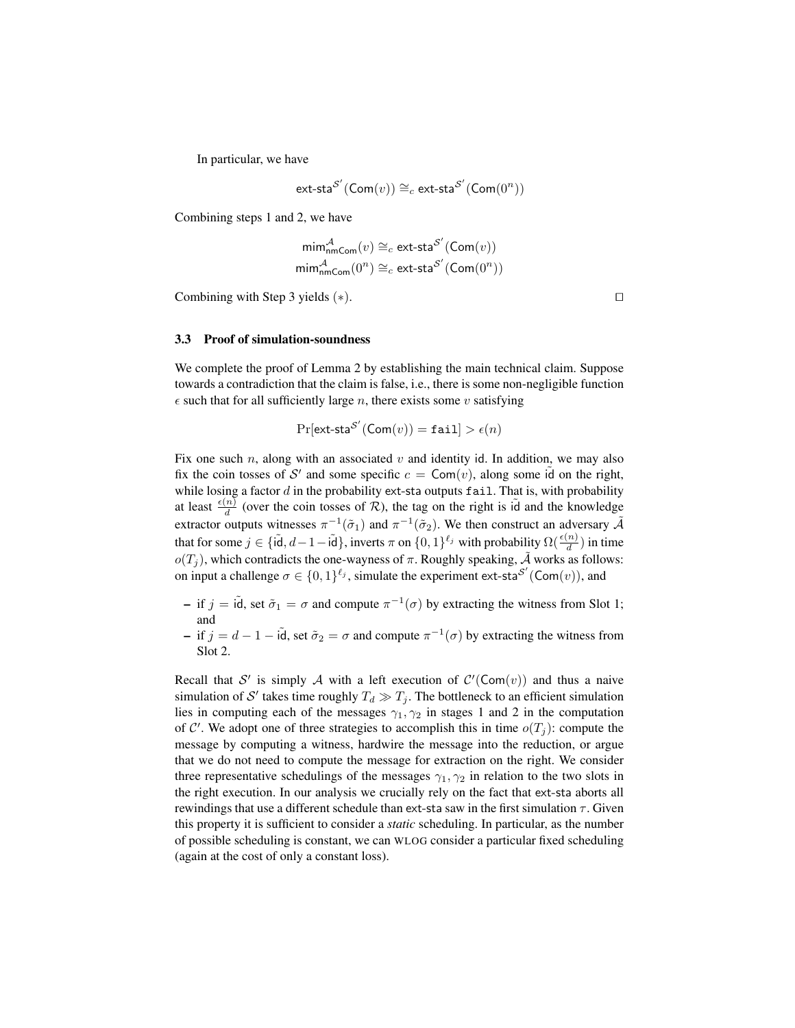In particular, we have

$$\mathsf{ext\text{-}sta}^{\mathcal{S}'}(\mathsf{Com}(v)) \cong_c \mathsf{ext\text{-}sta}^{\mathcal{S}'}(\mathsf{Com}(0^n))$$

Combining steps 1 and 2, we have

$$\mathsf{mim}^{\mathcal{A}}_{\mathsf{nmCom}}(v) \cong_c \mathsf{ext\text{-}sta}^{\mathcal{S}'}(\mathsf{Com}(v))$$
$$\mathsf{mim}^{\mathcal{A}}_{\mathsf{nmCom}}(0^n) \cong_c \mathsf{ext\text{-}sta}^{\mathcal{S}'}(\mathsf{Com}(0^n))$$

Combining with Step 3 yields $(*)$. $\square$

### 3.3 Proof of simulation-soundness

We complete the proof of Lemma 2 by establishing the main technical claim. Suppose towards a contradiction that the claim is false, i.e., there is some non-negligible function $\epsilon$ such that for all sufficiently large $n$, there exists some $v$ satisfying

$$\Pr[\mathsf{ext\text{-}sta}^{\mathcal{S}'}(\mathsf{Com}(v)) = \mathtt{fail}] > \epsilon(n)$$

Fix one such $n$, along with an associated $v$ and identity $\mathsf{id}$. In addition, we may also fix the coin tosses of $\mathcal{S}'$ and some specific $c = \mathsf{Com}(v)$, along some $\tilde{\mathsf{id}}$ on the right, while losing a factor $d$ in the probability $\mathsf{ext\text{-}sta}$ outputs $\mathtt{fail}$. That is, with probability at least $\frac{\epsilon(n)}{d}$ (over the coin tosses of $\mathcal{R}$), the tag on the right is $\tilde{\mathsf{id}}$ and the knowledge extractor outputs witnesses $\pi^{-1}(\tilde{\sigma}_1)$ and $\pi^{-1}(\tilde{\sigma}_2)$. We then construct an adversary $\tilde{\mathcal{A}}$ that for some $j \in \{\tilde{\mathsf{id}}, d-1-\tilde{\mathsf{id}}\}$, inverts $\pi$ on $\{0,1\}^{\ell_j}$ with probability $\Omega(\frac{\epsilon(n)}{d})$ in time $o(T_j)$, which contradicts the one-wayness of $\pi$. Roughly speaking, $\tilde{\mathcal{A}}$ works as follows: on input a challenge $\sigma \in \{0,1\}^{\ell_j}$, simulate the experiment $\mathsf{ext\text{-}sta}^{\mathcal{S}'}(\mathsf{Com}(v))$, and

- if $j = \tilde{\mathsf{id}}$, set $\tilde{\sigma}_1 = \sigma$ and compute $\pi^{-1}(\sigma)$ by extracting the witness from Slot 1; and
- if $j = d-1-\tilde{\mathsf{id}}$, set $\tilde{\sigma}_2 = \sigma$ and compute $\pi^{-1}(\sigma)$ by extracting the witness from Slot 2.

Recall that $\mathcal{S}'$ is simply $\mathcal{A}$ with a left execution of $\mathcal{C}'(\mathsf{Com}(v))$ and thus a naive simulation of $\mathcal{S}'$ takes time roughly $T_d \gg T_j$. The bottleneck to an efficient simulation lies in computing each of the messages $\gamma_1, \gamma_2$ in stages 1 and 2 in the computation of $\mathcal{C}'$. We adopt one of three strategies to accomplish this in time $o(T_j)$: compute the message by computing a witness, hardwire the message into the reduction, or argue that we do not need to compute the message for extraction on the right. We consider three representative schedulings of the messages $\gamma_1, \gamma_2$ in relation to the two slots in the right execution. In our analysis we crucially rely on the fact that $\mathsf{ext\text{-}sta}$ aborts all rewindings that use a different schedule than $\mathsf{ext\text{-}sta}$ saw in the first simulation $\tau$. Given this property it is sufficient to consider a *static* scheduling. In particular, as the number of possible scheduling is constant, we can WLOG consider a particular fixed scheduling (again at the cost of only a constant loss).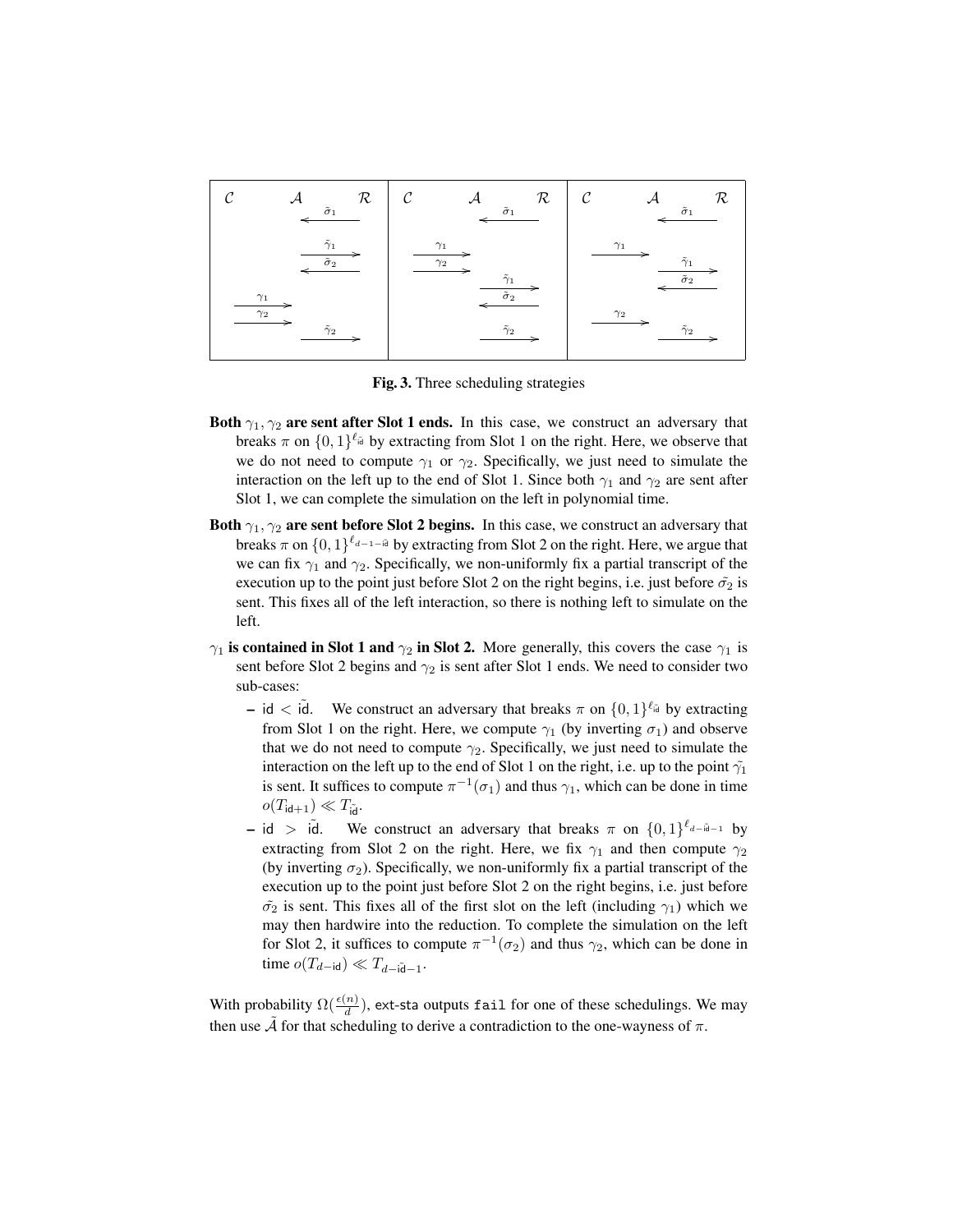**Fig. 3.** Three scheduling strategies

- **Both $\gamma_1, \gamma_2$ are sent after Slot 1 ends.** In this case, we construct an adversary that breaks $\pi$ on $\{0,1\}^{\ell_{\tilde{\mathsf{id}}}}$ by extracting from Slot 1 on the right. Here, we observe that we do not need to compute $\gamma_1$ or $\gamma_2$. Specifically, we just need to simulate the interaction on the left up to the end of Slot 1. Since both $\gamma_1$ and $\gamma_2$ are sent after Slot 1, we can complete the simulation on the left in polynomial time.
- **Both $\gamma_1, \gamma_2$ are sent before Slot 2 begins.** In this case, we construct an adversary that breaks $\pi$ on $\{0,1\}^{\ell_{d-1-\tilde{\mathsf{id}}}}$ by extracting from Slot 2 on the right. Here, we argue that we can fix $\gamma_1$ and $\gamma_2$. Specifically, we non-uniformly fix a partial transcript of the execution up to the point just before Slot 2 on the right begins, i.e. just before $\tilde{\sigma_2}$ is sent. This fixes all of the left interaction, so there is nothing left to simulate on the left.
- **$\gamma_1$ is contained in Slot 1 and $\gamma_2$ in Slot 2.** More generally, this covers the case $\gamma_1$ is sent before Slot 2 begins and $\gamma_2$ is sent after Slot 1 ends. We need to consider two sub-cases:
  - $\mathsf{id} < \tilde{\mathsf{id}}$. We construct an adversary that breaks $\pi$ on $\{0,1\}^{\ell_{\tilde{\mathsf{id}}}}$ by extracting from Slot 1 on the right. Here, we compute $\gamma_1$ (by inverting $\sigma_1$) and observe that we do not need to compute $\gamma_2$. Specifically, we just need to simulate the interaction on the left up to the end of Slot 1 on the right, i.e. up to the point $\tilde{\gamma_1}$ is sent. It suffices to compute $\pi^{-1}(\sigma_1)$ and thus $\gamma_1$, which can be done in time $o(T_{\mathsf{id}+1}) \ll T_{\tilde{\mathsf{id}}}$.
  - $\mathsf{id} > \tilde{\mathsf{id}}$. We construct an adversary that breaks $\pi$ on $\{0,1\}^{\ell_{d-\tilde{\mathsf{id}}-1}}$ by extracting from Slot 2 on the right. Here, we fix $\gamma_1$ and then compute $\gamma_2$ (by inverting $\sigma_2$). Specifically, we non-uniformly fix a partial transcript of the execution up to the point just before Slot 2 on the right begins, i.e. just before $\tilde{\sigma_2}$ is sent. This fixes all of the first slot on the left (including $\gamma_1$) which we may then hardwire into the reduction. To complete the simulation on the left for Slot 2, it suffices to compute $\pi^{-1}(\sigma_2)$ and thus $\gamma_2$, which can be done in time $o(T_{d-\mathsf{id}}) \ll T_{d-\tilde{\mathsf{id}}-1}$.

With probability $\Omega(\frac{\epsilon(n)}{d})$, ext-sta outputs `fail` for one of these schedulings. We may then use $\tilde{\mathcal{A}}$ for that scheduling to derive a contradiction to the one-wayness of $\pi$.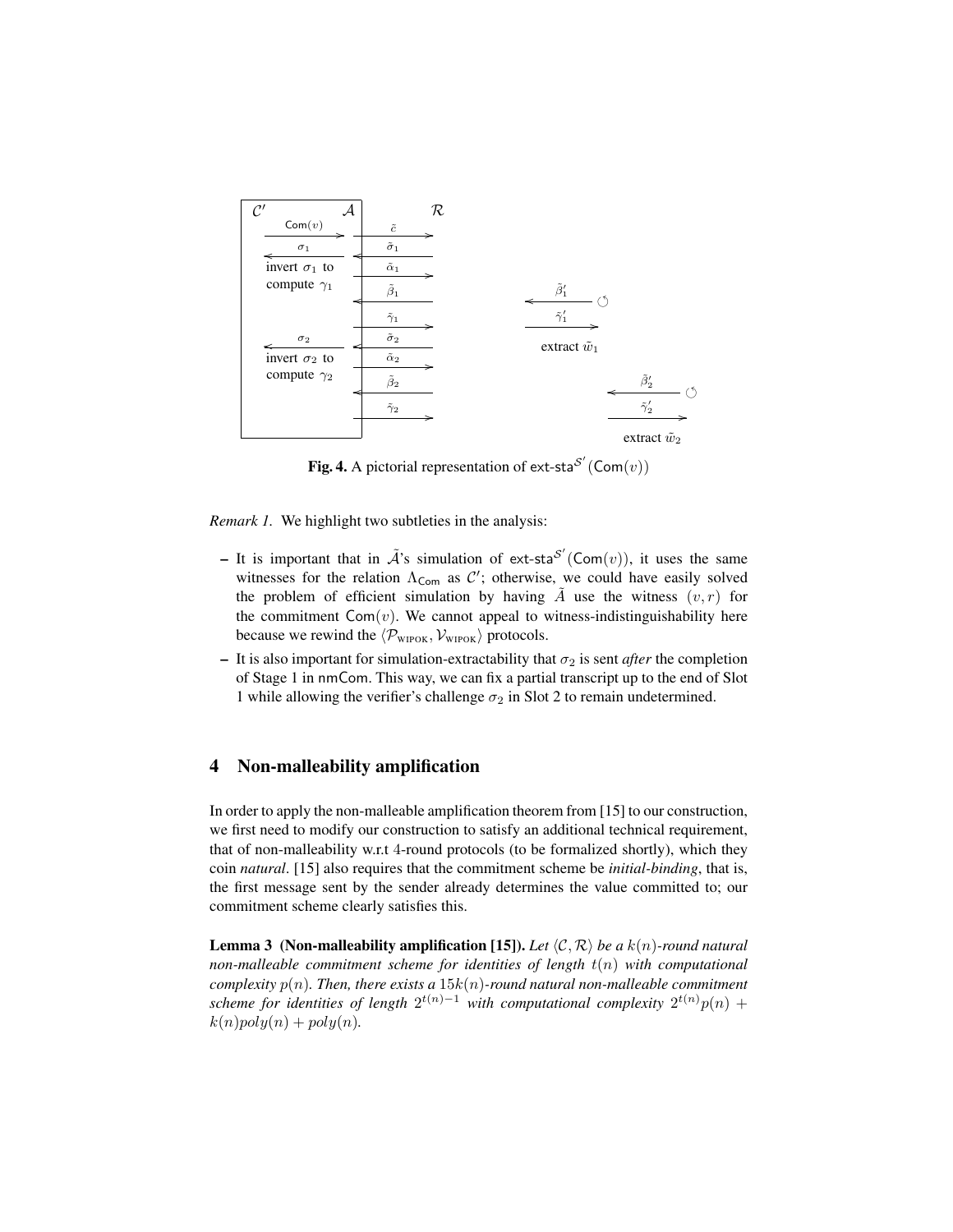**Fig. 4.** A pictorial representation of $\mathsf{ext\text{-}sta}^{\mathcal{S}'}(\mathsf{Com}(v))$

*Remark 1.* We highlight two subtleties in the analysis:

- It is important that in $\tilde{\mathcal{A}}$'s simulation of $\mathsf{ext\text{-}sta}^{\mathcal{S}'}(\mathsf{Com}(v))$, it uses the same witnesses for the relation $\Lambda_{\mathsf{Com}}$ as $\mathcal{C}'$; otherwise, we could have easily solved the problem of efficient simulation by having $\tilde{A}$ use the witness $(v, r)$ for the commitment $\mathsf{Com}(v)$. We cannot appeal to witness-indistinguishability here because we rewind the $\langle \mathcal{P}_{\text{WIPOK}}, \mathcal{V}_{\text{WIPOK}} \rangle$ protocols.
- It is also important for simulation-extractability that $\sigma_2$ is sent *after* the completion of Stage 1 in $\mathsf{nmCom}$. This way, we can fix a partial transcript up to the end of Slot 1 while allowing the verifier's challenge $\sigma_2$ in Slot 2 to remain undetermined.

## 4 Non-malleability amplification

In order to apply the non-malleable amplification theorem from [15] to our construction, we first need to modify our construction to satisfy an additional technical requirement, that of non-malleability w.r.t 4-round protocols (to be formalized shortly), which they coin *natural*. [15] also requires that the commitment scheme be *initial-binding*, that is, the first message sent by the sender already determines the value committed to; our commitment scheme clearly satisfies this.

**Lemma 3 (Non-malleability amplification [15]).** *Let $\langle \mathcal{C}, \mathcal{R} \rangle$ be a $k(n)$-round natural non-malleable commitment scheme for identities of length $t(n)$ with computational complexity $p(n)$. Then, there exists a $15k(n)$-round natural non-malleable commitment scheme for identities of length $2^{t(n)-1}$ with computational complexity $2^{t(n)}p(n) + k(n)poly(n) + poly(n)$.*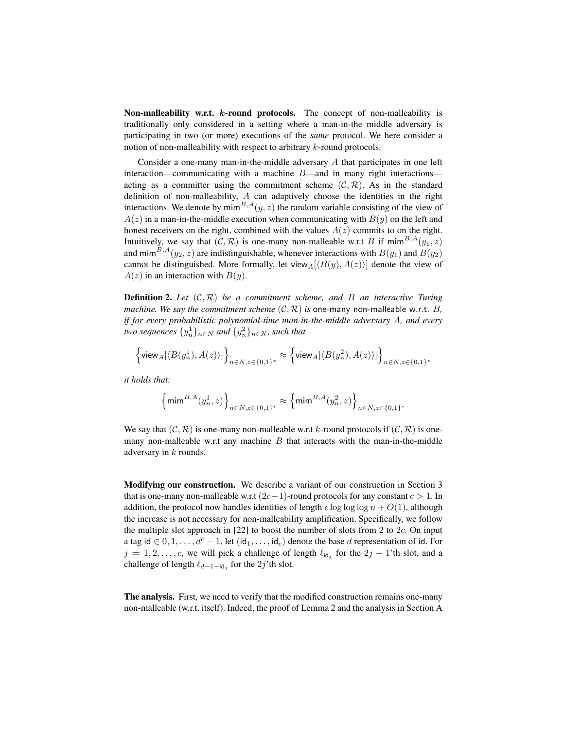**Non-malleability w.r.t. $k$-round protocols.** The concept of non-malleability is traditionally only considered in a setting where a man-in-the middle adversary is participating in two (or more) executions of the *same* protocol. We here consider a notion of non-malleability with respect to arbitrary $k$-round protocols.

Consider a one-many man-in-the-middle adversary $A$ that participates in one left interaction—communicating with a machine $B$—and in many right interactions—acting as a committer using the commitment scheme $(\mathcal{C}, \mathcal{R})$. As in the standard definition of non-malleability, $A$ can adaptively choose the identities in the right interactions. We denote by $\mathsf{mim}^{B,A}(y, z)$ the random variable consisting of the view of $A(z)$ in a man-in-the-middle execution when communicating with $B(y)$ on the left and honest receivers on the right, combined with the values $A(z)$ commits to on the right. Intuitively, we say that $(\mathcal{C}, \mathcal{R})$ is one-many non-malleable w.r.t $B$ if $\mathsf{mim}^{B,A}(y_1, z)$ and $\mathsf{mim}^{B,A}(y_2, z)$ are indistinguishable, whenever interactions with $B(y_1)$ and $B(y_2)$ cannot be distinguished. More formally, let $\mathsf{view}_A[\langle B(y), A(z)\rangle]$ denote the view of $A(z)$ in an interaction with $B(y)$.

**Definition 2.** *Let $(\mathcal{C}, \mathcal{R})$ be a commitment scheme, and $B$ an interactive Turing machine. We say the commitment scheme $(\mathcal{C}, \mathcal{R})$ is* one-many non-malleable w.r.t. $B$*, if for every probabilistic polynomial-time man-in-the-middle adversary $A$, and every two sequences $\{y_n^1\}_{n\in N}$ and $\{y_n^2\}_{n\in N}$, such that*

$$\left\{\mathsf{view}_A[\langle B(y_n^1), A(z)\rangle]\right\}_{n\in N, z\in\{0,1\}^*} \approx \left\{\mathsf{view}_A[\langle B(y_n^2), A(z)\rangle]\right\}_{n\in N, z\in\{0,1\}^*}$$

*it holds that:*

$$\left\{\mathsf{mim}^{B,A}(y_n^1, z)\right\}_{n\in N, z\in\{0,1\}^*} \approx \left\{\mathsf{mim}^{B,A}(y_n^2, z)\right\}_{n\in N, z\in\{0,1\}^*}$$

We say that $(\mathcal{C}, \mathcal{R})$ is one-many non-malleable w.r.t $k$-round protocols if $(\mathcal{C}, \mathcal{R})$ is one-many non-malleable w.r.t any machine $B$ that interacts with the man-in-the-middle adversary in $k$ rounds.

**Modifying our construction.** We describe a variant of our construction in Section 3 that is one-many non-malleable w.r.t $(2c-1)$-round protocols for any constant $c > 1$. In addition, the protocol now handles identities of length $c \log\log\log n + O(1)$, although the increase is not necessary for non-malleability amplification. Specifically, we follow the multiple slot approach in [22] to boost the number of slots from 2 to $2c$. On input a tag $\mathsf{id} \in 0, 1, \ldots, d^c - 1$, let $(\mathsf{id}_1, \ldots, \mathsf{id}_c)$ denote the base $d$ representation of $\mathsf{id}$. For $j = 1, 2, \ldots, c$, we will pick a challenge of length $\ell_{\mathsf{id}_j}$ for the $2j-1$'th slot, and a challenge of length $\ell_{d-1-\mathsf{id}_j}$ for the $2j$'th slot.

**The analysis.** First, we need to verify that the modified construction remains one-many non-malleable (w.r.t. itself). Indeed, the proof of Lemma 2 and the analysis in Section A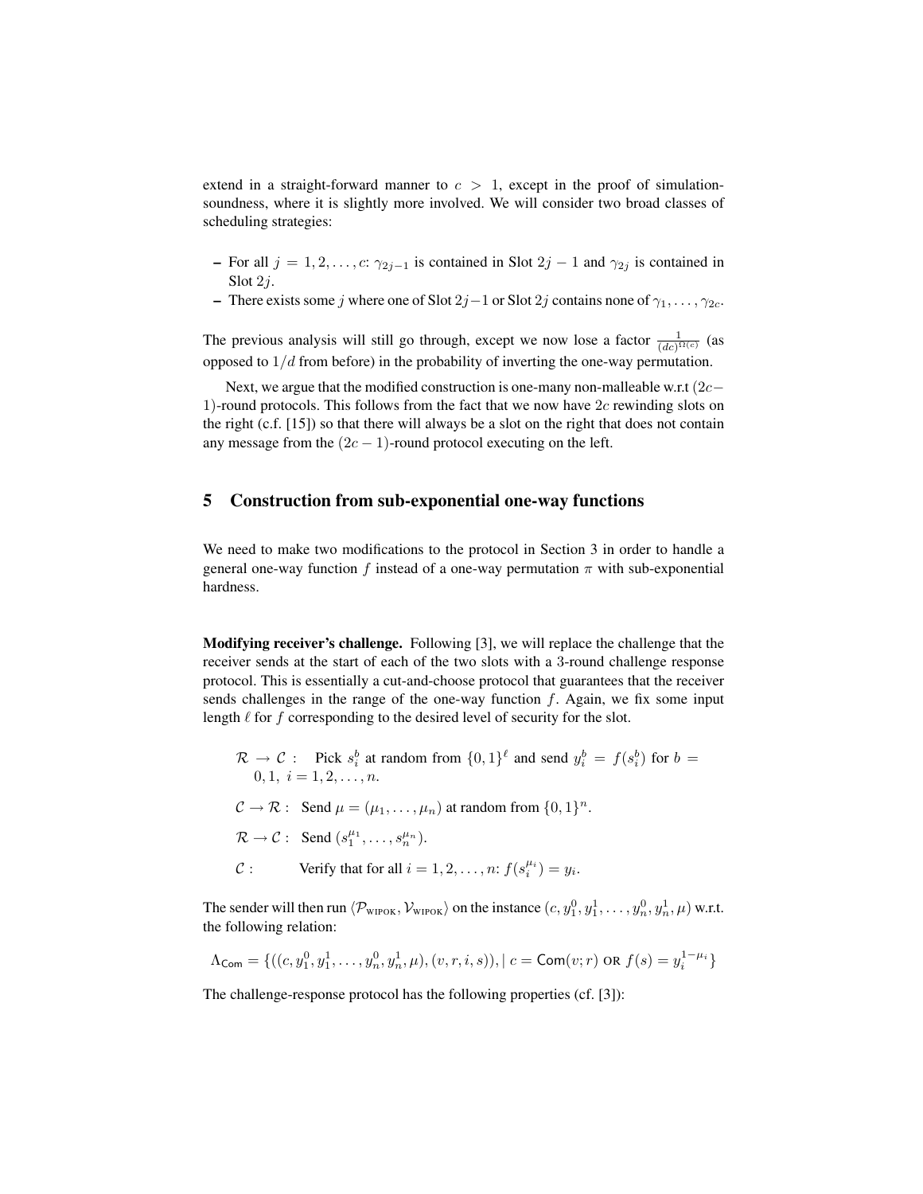extend in a straight-forward manner to $c > 1$, except in the proof of simulation-soundness, where it is slightly more involved. We will consider two broad classes of scheduling strategies:

- For all $j = 1, 2, \ldots, c$: $\gamma_{2j-1}$ is contained in Slot $2j-1$ and $\gamma_{2j}$ is contained in Slot $2j$.
- There exists some $j$ where one of Slot $2j-1$ or Slot $2j$ contains none of $\gamma_1, \ldots, \gamma_{2c}$.

The previous analysis will still go through, except we now lose a factor $\frac{1}{(dc)^{\Omega(c)}}$ (as opposed to $1/d$ from before) in the probability of inverting the one-way permutation.

Next, we argue that the modified construction is one-many non-malleable w.r.t $(2c-1)$-round protocols. This follows from the fact that we now have $2c$ rewinding slots on the right (c.f. [15]) so that there will always be a slot on the right that does not contain any message from the $(2c-1)$-round protocol executing on the left.

## 5 Construction from sub-exponential one-way functions

We need to make two modifications to the protocol in Section 3 in order to handle a general one-way function $f$ instead of a one-way permutation $\pi$ with sub-exponential hardness.

**Modifying receiver's challenge.** Following [3], we will replace the challenge that the receiver sends at the start of each of the two slots with a 3-round challenge response protocol. This is essentially a cut-and-choose protocol that guarantees that the receiver sends challenges in the range of the one-way function $f$. Again, we fix some input length $\ell$ for $f$ corresponding to the desired level of security for the slot.

$\mathcal{R} \to \mathcal{C}$ : Pick $s_i^b$ at random from $\{0,1\}^\ell$ and send $y_i^b = f(s_i^b)$ for $b = 0, 1,\ i = 1, 2, \ldots, n$.

$\mathcal{C} \to \mathcal{R}$ : Send $\mu = (\mu_1, \ldots, \mu_n)$ at random from $\{0,1\}^n$.

$\mathcal{R} \to \mathcal{C}$ : Send $(s_1^{\mu_1}, \ldots, s_n^{\mu_n})$.

$\mathcal{C}$ : Verify that for all $i = 1, 2, \ldots, n$: $f(s_i^{\mu_i}) = y_i$.

The sender will then run $\langle \mathcal{P}_{\text{WIPOK}}, \mathcal{V}_{\text{WIPOK}} \rangle$ on the instance $(c, y_1^0, y_1^1, \ldots, y_n^0, y_n^1, \mu)$ w.r.t. the following relation:

$$\Lambda_{\mathsf{Com}} = \{((c, y_1^0, y_1^1, \ldots, y_n^0, y_n^1, \mu), (v, r, i, s)), \mid c = \mathsf{Com}(v; r) \text{ OR } f(s) = y_i^{1-\mu_i}\}$$

The challenge-response protocol has the following properties (cf. [3]):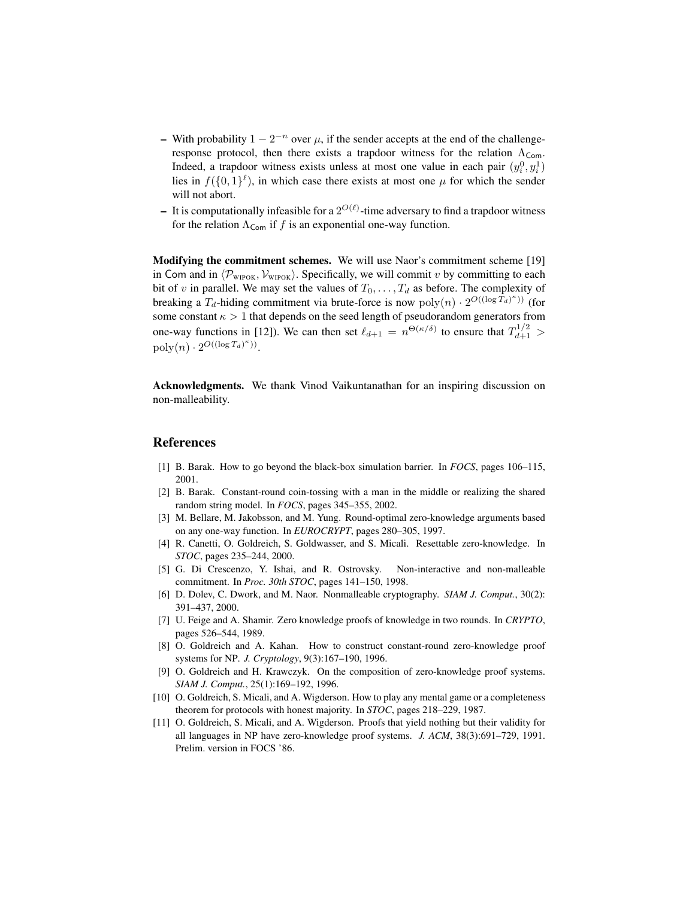– With probability $1 - 2^{-n}$ over $\mu$, if the sender accepts at the end of the challenge-response protocol, then there exists a trapdoor witness for the relation $\Lambda_{\mathsf{Com}}$. Indeed, a trapdoor witness exists unless at most one value in each pair $(y_i^0, y_i^1)$ lies in $f(\{0,1\}^\ell)$, in which case there exists at most one $\mu$ for which the sender will not abort.

– It is computationally infeasible for a $2^{O(\ell)}$-time adversary to find a trapdoor witness for the relation $\Lambda_{\mathsf{Com}}$ if $f$ is an exponential one-way function.

**Modifying the commitment schemes.** We will use Naor's commitment scheme [19] in $\mathsf{Com}$ and in $\langle \mathcal{P}_{\text{WIPOK}}, \mathcal{V}_{\text{WIPOK}} \rangle$. Specifically, we will commit $v$ by committing to each bit of $v$ in parallel. We may set the values of $T_0, \ldots, T_d$ as before. The complexity of breaking a $T_d$-hiding commitment via brute-force is now $\mathrm{poly}(n) \cdot 2^{O((\log T_d)^\kappa))}$ (for some constant $\kappa > 1$ that depends on the seed length of pseudorandom generators from one-way functions in [12]). We can then set $\ell_{d+1} = n^{\Theta(\kappa/\delta)}$ to ensure that $T_{d+1}^{1/2} > \mathrm{poly}(n) \cdot 2^{O((\log T_d)^\kappa))}$.

**Acknowledgments.** We thank Vinod Vaikuntanathan for an inspiring discussion on non-malleability.

## References

[1] B. Barak. How to go beyond the black-box simulation barrier. In *FOCS*, pages 106–115, 2001.

[2] B. Barak. Constant-round coin-tossing with a man in the middle or realizing the shared random string model. In *FOCS*, pages 345–355, 2002.

[3] M. Bellare, M. Jakobsson, and M. Yung. Round-optimal zero-knowledge arguments based on any one-way function. In *EUROCRYPT*, pages 280–305, 1997.

[4] R. Canetti, O. Goldreich, S. Goldwasser, and S. Micali. Resettable zero-knowledge. In *STOC*, pages 235–244, 2000.

[5] G. Di Crescenzo, Y. Ishai, and R. Ostrovsky. Non-interactive and non-malleable commitment. In *Proc. 30th STOC*, pages 141–150, 1998.

[6] D. Dolev, C. Dwork, and M. Naor. Nonmalleable cryptography. *SIAM J. Comput.*, 30(2): 391–437, 2000.

[7] U. Feige and A. Shamir. Zero knowledge proofs of knowledge in two rounds. In *CRYPTO*, pages 526–544, 1989.

[8] O. Goldreich and A. Kahan. How to construct constant-round zero-knowledge proof systems for NP. *J. Cryptology*, 9(3):167–190, 1996.

[9] O. Goldreich and H. Krawczyk. On the composition of zero-knowledge proof systems. *SIAM J. Comput.*, 25(1):169–192, 1996.

[10] O. Goldreich, S. Micali, and A. Wigderson. How to play any mental game or a completeness theorem for protocols with honest majority. In *STOC*, pages 218–229, 1987.

[11] O. Goldreich, S. Micali, and A. Wigderson. Proofs that yield nothing but their validity for all languages in NP have zero-knowledge proof systems. *J. ACM*, 38(3):691–729, 1991. Prelim. version in FOCS '86.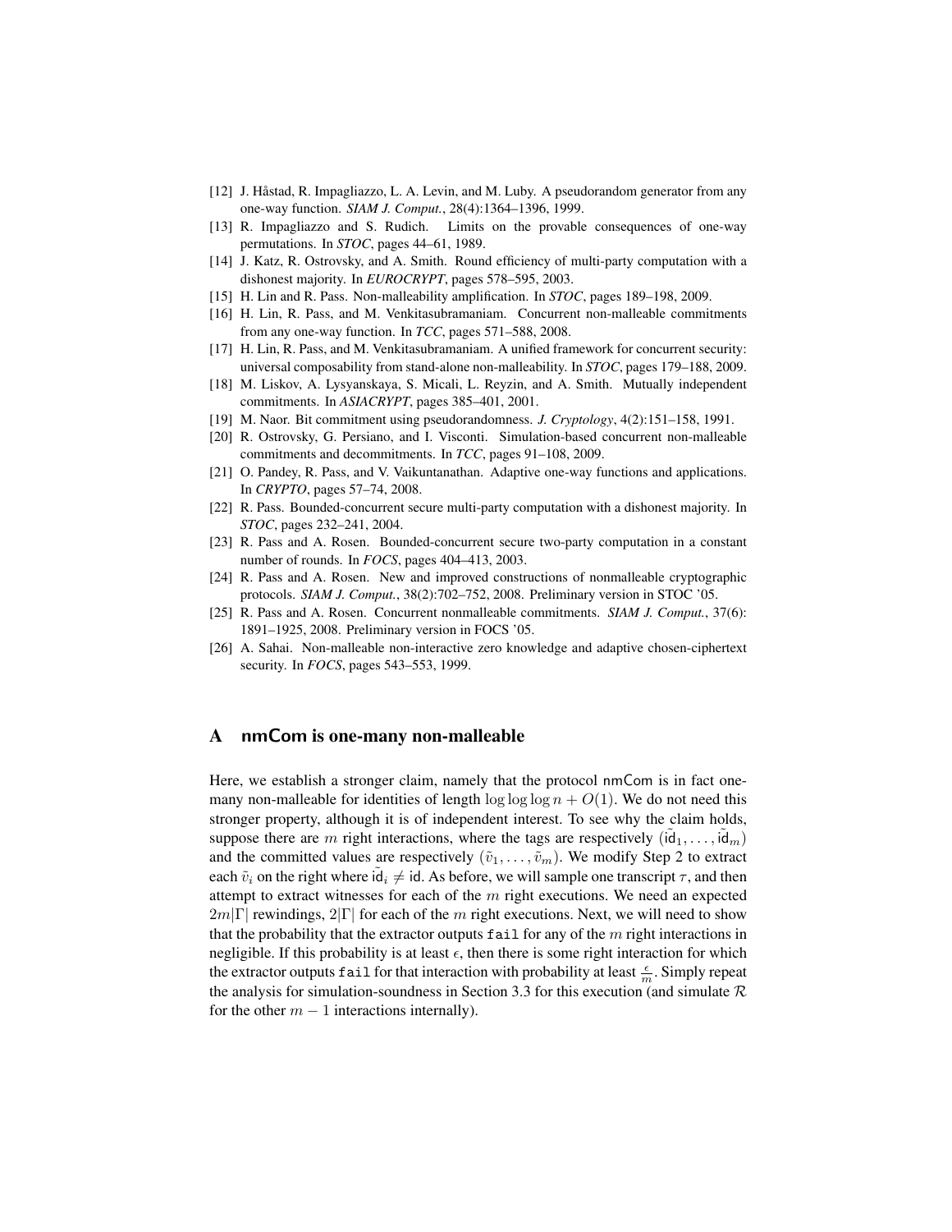[12] J. Håstad, R. Impagliazzo, L. A. Levin, and M. Luby. A pseudorandom generator from any one-way function. *SIAM J. Comput.*, 28(4):1364–1396, 1999.

[13] R. Impagliazzo and S. Rudich. Limits on the provable consequences of one-way permutations. In *STOC*, pages 44–61, 1989.

[14] J. Katz, R. Ostrovsky, and A. Smith. Round efficiency of multi-party computation with a dishonest majority. In *EUROCRYPT*, pages 578–595, 2003.

[15] H. Lin and R. Pass. Non-malleability amplification. In *STOC*, pages 189–198, 2009.

[16] H. Lin, R. Pass, and M. Venkitasubramaniam. Concurrent non-malleable commitments from any one-way function. In *TCC*, pages 571–588, 2008.

[17] H. Lin, R. Pass, and M. Venkitasubramaniam. A unified framework for concurrent security: universal composability from stand-alone non-malleability. In *STOC*, pages 179–188, 2009.

[18] M. Liskov, A. Lysyanskaya, S. Micali, L. Reyzin, and A. Smith. Mutually independent commitments. In *ASIACRYPT*, pages 385–401, 2001.

[19] M. Naor. Bit commitment using pseudorandomness. *J. Cryptology*, 4(2):151–158, 1991.

[20] R. Ostrovsky, G. Persiano, and I. Visconti. Simulation-based concurrent non-malleable commitments and decommitments. In *TCC*, pages 91–108, 2009.

[21] O. Pandey, R. Pass, and V. Vaikuntanathan. Adaptive one-way functions and applications. In *CRYPTO*, pages 57–74, 2008.

[22] R. Pass. Bounded-concurrent secure multi-party computation with a dishonest majority. In *STOC*, pages 232–241, 2004.

[23] R. Pass and A. Rosen. Bounded-concurrent secure two-party computation in a constant number of rounds. In *FOCS*, pages 404–413, 2003.

[24] R. Pass and A. Rosen. New and improved constructions of nonmalleable cryptographic protocols. *SIAM J. Comput.*, 38(2):702–752, 2008. Preliminary version in STOC '05.

[25] R. Pass and A. Rosen. Concurrent nonmalleable commitments. *SIAM J. Comput.*, 37(6): 1891–1925, 2008. Preliminary version in FOCS '05.

[26] A. Sahai. Non-malleable non-interactive zero knowledge and adaptive chosen-ciphertext security. In *FOCS*, pages 543–553, 1999.

## A nmCom is one-many non-malleable

Here, we establish a stronger claim, namely that the protocol nmCom is in fact one-many non-malleable for identities of length $\log\log\log n + O(1)$. We do not need this stronger property, although it is of independent interest. To see why the claim holds, suppose there are $m$ right interactions, where the tags are respectively $(\tilde{\mathsf{id}}_1, \ldots, \tilde{\mathsf{id}}_m)$ and the committed values are respectively $(\tilde{v}_1, \ldots, \tilde{v}_m)$. We modify Step 2 to extract each $\tilde{v}_i$ on the right where $\tilde{\mathsf{id}}_i \neq \mathsf{id}$. As before, we will sample one transcript $\tau$, and then attempt to extract witnesses for each of the $m$ right executions. We need an expected $2m|\Gamma|$ rewindings, $2|\Gamma|$ for each of the $m$ right executions. Next, we will need to show that the probability that the extractor outputs `fail` for any of the $m$ right interactions in negligible. If this probability is at least $\epsilon$, then there is some right interaction for which the extractor outputs `fail` for that interaction with probability at least $\frac{\epsilon}{m}$. Simply repeat the analysis for simulation-soundness in Section 3.3 for this execution (and simulate $\mathcal{R}$ for the other $m - 1$ interactions internally).